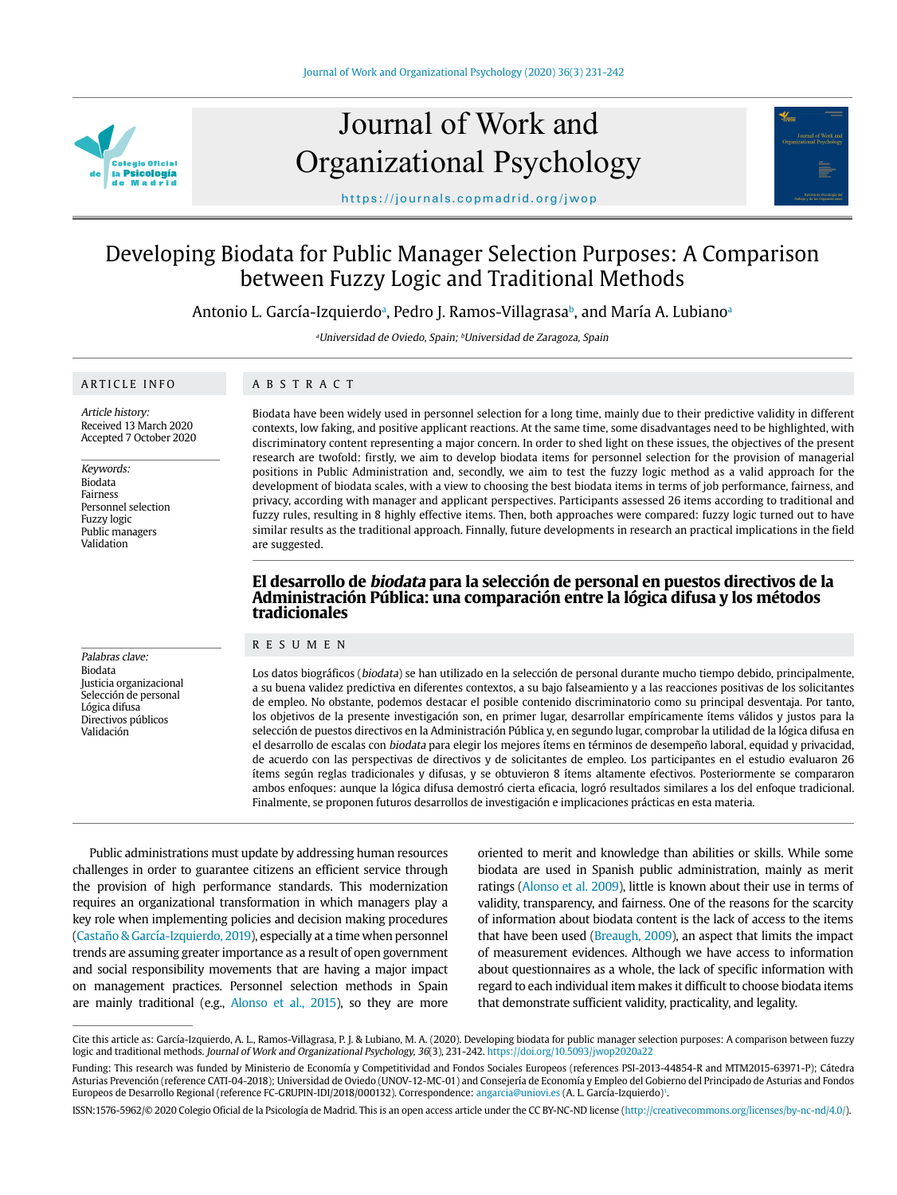# Developing Biodata for Public Manager Selection Purposes: A Comparison between Fuzzy Logic and Traditional Methods

Antonio L. García-Izquierdo[a], Pedro J. Ramos-Villagrasa[b], and María A. Lubiano[a]

[a]Universidad de Oviedo, Spain; [b]Universidad de Zaragoza, Spain

## ARTICLE INFO

*Article history:*
Received 13 March 2020
Accepted 7 October 2020

*Keywords:*
Biodata
Fairness
Personnel selection
Fuzzy logic
Public managers
Validation

## ABSTRACT

Biodata have been widely used in personnel selection for a long time, mainly due to their predictive validity in different contexts, low faking, and positive applicant reactions. At the same time, some disadvantages need to be highlighted, with discriminatory content representing a major concern. In order to shed light on these issues, the objectives of the present research are twofold: firstly, we aim to develop biodata items for personnel selection for the provision of managerial positions in Public Administration and, secondly, we aim to test the fuzzy logic method as a valid approach for the development of biodata scales, with a view to choosing the best biodata items in terms of job performance, fairness, and privacy, according with manager and applicant perspectives. Participants assessed 26 items according to traditional and fuzzy rules, resulting in 8 highly effective items. Then, both approaches were compared: fuzzy logic turned out to have similar results as the traditional approach. Finnally, future developments in research an practical implications in the field are suggested.

## El desarrollo de *biodata* para la selección de personal en puestos directivos de la Administración Pública: una comparación entre la lógica difusa y los métodos tradicionales

*Palabras clave:*
Biodata
Justicia organizacional
Selección de personal
Lógica difusa
Directivos públicos
Validación

## RESUMEN

Los datos biográficos (*biodata*) se han utilizado en la selección de personal durante mucho tiempo debido, principalmente, a su buena validez predictiva en diferentes contextos, a su bajo falseamiento y a las reacciones positivas de los solicitantes de empleo. No obstante, podemos destacar el posible contenido discriminatorio como su principal desventaja. Por tanto, los objetivos de la presente investigación son, en primer lugar, desarrollar empíricamente ítems válidos y justos para la selección de puestos directivos en la Administración Pública y, en segundo lugar, comprobar la utilidad de la lógica difusa en el desarrollo de escalas con *biodata* para elegir los mejores ítems en términos de desempeño laboral, equidad y privacidad, de acuerdo con las perspectivas de directivos y de solicitantes de empleo. Los participantes en el estudio evaluaron 26 ítems según reglas tradicionales y difusas, y se obtuvieron 8 ítems altamente efectivos. Posteriormente se compararon ambos enfoques: aunque la lógica difusa demostró cierta eficacia, logró resultados similares a los del enfoque tradicional. Finalmente, se proponen futuros desarrollos de investigación e implicaciones prácticas en esta materia.

Public administrations must update by addressing human resources challenges in order to guarantee citizens an efficient service through the provision of high performance standards. This modernization requires an organizational transformation in which managers play a key role when implementing policies and decision making procedures (Castaño & García-Izquierdo, 2019), especially at a time when personnel trends are assuming greater importance as a result of open government and social responsibility movements that are having a major impact on management practices. Personnel selection methods in Spain are mainly traditional (e.g., Alonso et al., 2015), so they are more oriented to merit and knowledge than abilities or skills. While some biodata are used in Spanish public administration, mainly as merit ratings (Alonso et al. 2009), little is known about their use in terms of validity, transparency, and fairness. One of the reasons for the scarcity of information about biodata content is the lack of access to the items that have been used (Breaugh, 2009), an aspect that limits the impact of measurement evidences. Although we have access to information about questionnaires as a whole, the lack of specific information with regard to each individual item makes it difficult to choose biodata items that demonstrate sufficient validity, practicality, and legality.

Cite this article as: García-Izquierdo, A. L., Ramos-Villagrasa, P. J. & Lubiano, M. A. (2020). Developing biodata for public manager selection purposes: A comparison between fuzzy logic and traditional methods. *Journal of Work and Organizational Psychology, 36*(3), 231-242. https://doi.org/10.5093/jwop2020a22

Funding: This research was funded by Ministerio de Economía y Competitividad and Fondos Sociales Europeos (references PSI-2013-44854-R and MTM2015-63971-P); Cátedra Asturias Prevención (reference CATI-04-2018); Universidad de Oviedo (UNOV-12-MC-01) and Consejería de Economía y Empleo del Gobierno del Principado de Asturias and Fondos Europeos de Desarrollo Regional (reference FC-GRUPIN-IDI/2018/000132). Correspondence: angarcia@uniovi.es (A. L. García-Izquierdo)[1].

ISSN:1576-5962/© 2020 Colegio Oficial de la Psicología de Madrid. This is an open access article under the CC BY-NC-ND license (http://creativecommons.org/licenses/by-nc-nd/4.0/).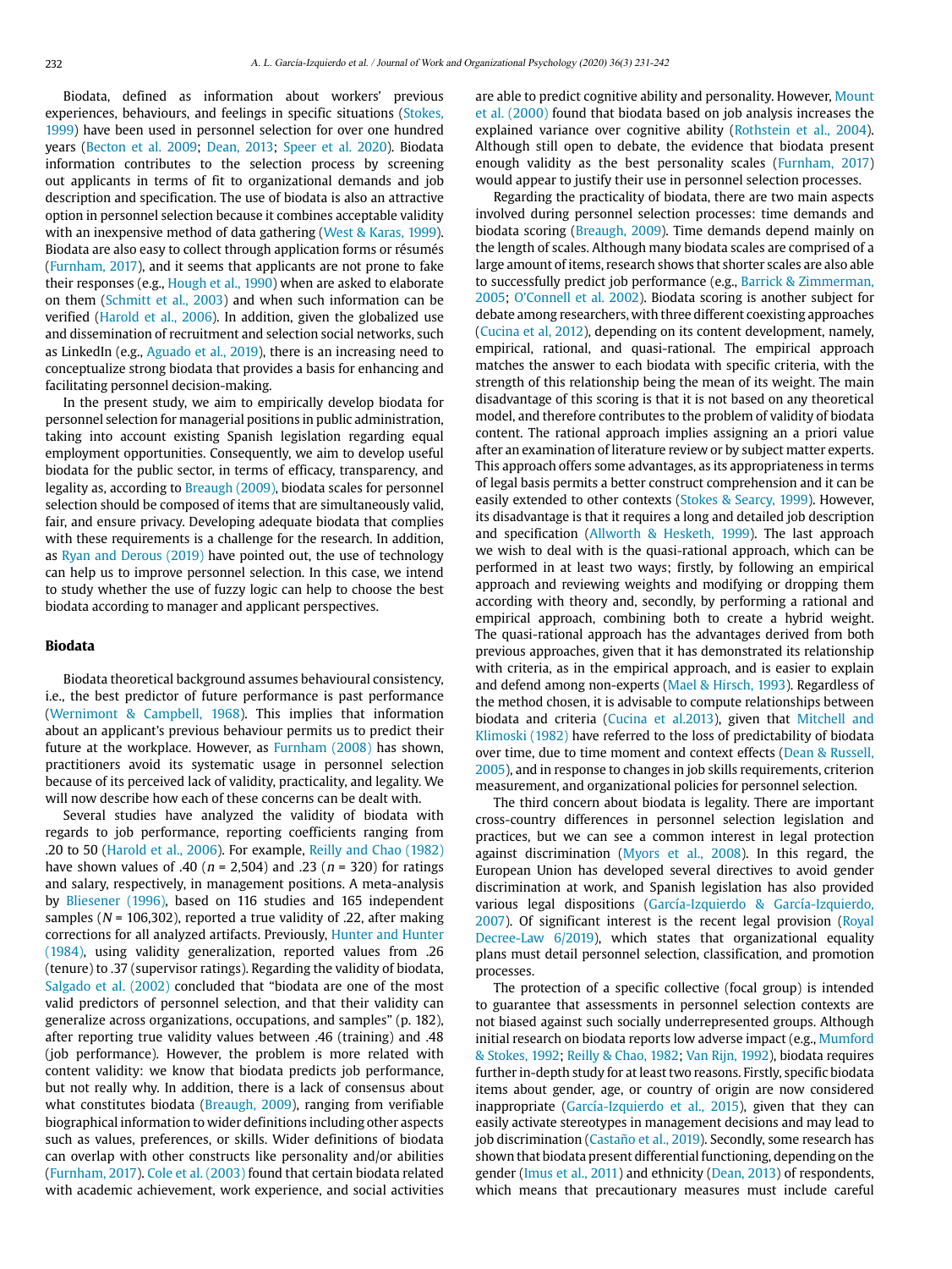Biodata, defined as information about workers' previous experiences, behaviours, and feelings in specific situations (Stokes, 1999) have been used in personnel selection for over one hundred years (Becton et al. 2009; Dean, 2013; Speer et al. 2020). Biodata information contributes to the selection process by screening out applicants in terms of fit to organizational demands and job description and specification. The use of biodata is also an attractive option in personnel selection because it combines acceptable validity with an inexpensive method of data gathering (West & Karas, 1999). Biodata are also easy to collect through application forms or résumés (Furnham, 2017), and it seems that applicants are not prone to fake their responses (e.g., Hough et al., 1990) when are asked to elaborate on them (Schmitt et al., 2003) and when such information can be verified (Harold et al., 2006). In addition, given the globalized use and dissemination of recruitment and selection social networks, such as LinkedIn (e.g., Aguado et al., 2019), there is an increasing need to conceptualize strong biodata that provides a basis for enhancing and facilitating personnel decision-making.

In the present study, we aim to empirically develop biodata for personnel selection for managerial positions in public administration, taking into account existing Spanish legislation regarding equal employment opportunities. Consequently, we aim to develop useful biodata for the public sector, in terms of efficacy, transparency, and legality as, according to Breaugh (2009), biodata scales for personnel selection should be composed of items that are simultaneously valid, fair, and ensure privacy. Developing adequate biodata that complies with these requirements is a challenge for the research. In addition, as Ryan and Derous (2019) have pointed out, the use of technology can help us to improve personnel selection. In this case, we intend to study whether the use of fuzzy logic can help to choose the best biodata according to manager and applicant perspectives.

## Biodata

Biodata theoretical background assumes behavioural consistency, i.e., the best predictor of future performance is past performance (Wernimont & Campbell, 1968). This implies that information about an applicant's previous behaviour permits us to predict their future at the workplace. However, as Furnham (2008) has shown, practitioners avoid its systematic usage in personnel selection because of its perceived lack of validity, practicality, and legality. We will now describe how each of these concerns can be dealt with.

Several studies have analyzed the validity of biodata with regards to job performance, reporting coefficients ranging from .20 to 50 (Harold et al., 2006). For example, Reilly and Chao (1982) have shown values of .40 ($n$ = 2,504) and .23 ($n$ = 320) for ratings and salary, respectively, in management positions. A meta-analysis by Bliesener (1996), based on 116 studies and 165 independent samples ($N$ = 106,302), reported a true validity of .22, after making corrections for all analyzed artifacts. Previously, Hunter and Hunter (1984), using validity generalization, reported values from .26 (tenure) to .37 (supervisor ratings). Regarding the validity of biodata, Salgado et al. (2002) concluded that "biodata are one of the most valid predictors of personnel selection, and that their validity can generalize across organizations, occupations, and samples" (p. 182), after reporting true validity values between .46 (training) and .48 (job performance). However, the problem is more related with content validity: we know that biodata predicts job performance, but not really why. In addition, there is a lack of consensus about what constitutes biodata (Breaugh, 2009), ranging from verifiable biographical information to wider definitions including other aspects such as values, preferences, or skills. Wider definitions of biodata can overlap with other constructs like personality and/or abilities (Furnham, 2017). Cole et al. (2003) found that certain biodata related with academic achievement, work experience, and social activities are able to predict cognitive ability and personality. However, Mount et al. (2000) found that biodata based on job analysis increases the explained variance over cognitive ability (Rothstein et al., 2004). Although still open to debate, the evidence that biodata present enough validity as the best personality scales (Furnham, 2017) would appear to justify their use in personnel selection processes.

Regarding the practicality of biodata, there are two main aspects involved during personnel selection processes: time demands and biodata scoring (Breaugh, 2009). Time demands depend mainly on the length of scales. Although many biodata scales are comprised of a large amount of items, research shows that shorter scales are also able to successfully predict job performance (e.g., Barrick & Zimmerman, 2005; O'Connell et al. 2002). Biodata scoring is another subject for debate among researchers, with three different coexisting approaches (Cucina et al, 2012), depending on its content development, namely, empirical, rational, and quasi-rational. The empirical approach matches the answer to each biodata with specific criteria, with the strength of this relationship being the mean of its weight. The main disadvantage of this scoring is that it is not based on any theoretical model, and therefore contributes to the problem of validity of biodata content. The rational approach implies assigning an a priori value after an examination of literature review or by subject matter experts. This approach offers some advantages, as its appropriateness in terms of legal basis permits a better construct comprehension and it can be easily extended to other contexts (Stokes & Searcy, 1999). However, its disadvantage is that it requires a long and detailed job description and specification (Allworth & Hesketh, 1999). The last approach we wish to deal with is the quasi-rational approach, which can be performed in at least two ways; firstly, by following an empirical approach and reviewing weights and modifying or dropping them according with theory and, secondly, by performing a rational and empirical approach, combining both to create a hybrid weight. The quasi-rational approach has the advantages derived from both previous approaches, given that it has demonstrated its relationship with criteria, as in the empirical approach, and is easier to explain and defend among non-experts (Mael & Hirsch, 1993). Regardless of the method chosen, it is advisable to compute relationships between biodata and criteria (Cucina et al.2013), given that Mitchell and Klimoski (1982) have referred to the loss of predictability of biodata over time, due to time moment and context effects (Dean & Russell, 2005), and in response to changes in job skills requirements, criterion measurement, and organizational policies for personnel selection.

The third concern about biodata is legality. There are important cross-country differences in personnel selection legislation and practices, but we can see a common interest in legal protection against discrimination (Myors et al., 2008). In this regard, the European Union has developed several directives to avoid gender discrimination at work, and Spanish legislation has also provided various legal dispositions (García-Izquierdo & García-Izquierdo, 2007). Of significant interest is the recent legal provision (Royal Decree-Law 6/2019), which states that organizational equality plans must detail personnel selection, classification, and promotion processes.

The protection of a specific collective (focal group) is intended to guarantee that assessments in personnel selection contexts are not biased against such socially underrepresented groups. Although initial research on biodata reports low adverse impact (e.g., Mumford & Stokes, 1992; Reilly & Chao, 1982; Van Rijn, 1992), biodata requires further in-depth study for at least two reasons. Firstly, specific biodata items about gender, age, or country of origin are now considered inappropriate (García-Izquierdo et al., 2015), given that they can easily activate stereotypes in management decisions and may lead to job discrimination (Castaño et al., 2019). Secondly, some research has shown that biodata present differential functioning, depending on the gender (Imus et al., 2011) and ethnicity (Dean, 2013) of respondents, which means that precautionary measures must include careful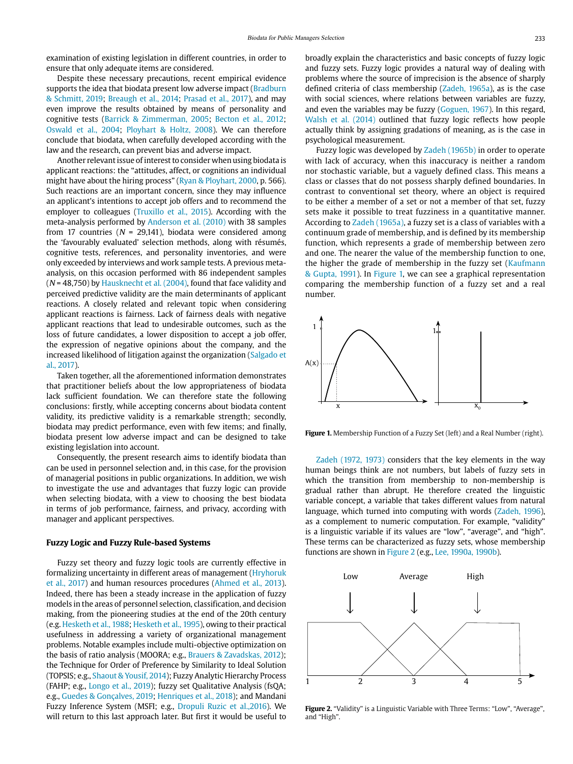examination of existing legislation in different countries, in order to ensure that only adequate items are considered.

Despite these necessary precautions, recent empirical evidence supports the idea that biodata present low adverse impact (Bradburn & Schmitt, 2019; Breaugh et al., 2014; Prasad et al., 2017), and may even improve the results obtained by means of personality and cognitive tests (Barrick & Zimmerman, 2005; Becton et al., 2012; Oswald et al., 2004; Ployhart & Holtz, 2008). We can therefore conclude that biodata, when carefully developed according with the law and the research, can prevent bias and adverse impact.

Another relevant issue of interest to consider when using biodata is applicant reactions: the "attitudes, affect, or cognitions an individual might have about the hiring process" (Ryan & Ployhart, 2000, p. 566). Such reactions are an important concern, since they may influence an applicant's intentions to accept job offers and to recommend the employer to colleagues (Truxillo et al., 2015). According with the meta-analysis performed by Anderson et al. (2010) with 38 samples from 17 countries (*N* = 29,141), biodata were considered among the 'favourably evaluated' selection methods, along with résumés, cognitive tests, references, and personality inventories, and were only exceeded by interviews and work sample tests. A previous meta-analysis, on this occasion performed with 86 independent samples (*N* = 48,750) by Hausknecht et al. (2004), found that face validity and perceived predictive validity are the main determinants of applicant reactions. A closely related and relevant topic when considering applicant reactions is fairness. Lack of fairness deals with negative applicant reactions that lead to undesirable outcomes, such as the loss of future candidates, a lower disposition to accept a job offer, the expression of negative opinions about the company, and the increased likelihood of litigation against the organization (Salgado et al., 2017).

Taken together, all the aforementioned information demonstrates that practitioner beliefs about the low appropriateness of biodata lack sufficient foundation. We can therefore state the following conclusions: firstly, while accepting concerns about biodata content validity, its predictive validity is a remarkable strength; secondly, biodata may predict performance, even with few items; and finally, biodata present low adverse impact and can be designed to take existing legislation into account.

Consequently, the present research aims to identify biodata than can be used in personnel selection and, in this case, for the provision of managerial positions in public organizations. In addition, we wish to investigate the use and advantages that fuzzy logic can provide when selecting biodata, with a view to choosing the best biodata in terms of job performance, fairness, and privacy, according with manager and applicant perspectives.

## Fuzzy Logic and Fuzzy Rule-based Systems

Fuzzy set theory and fuzzy logic tools are currently effective in formalizing uncertainty in different areas of management (Hryhoruk et al., 2017) and human resources procedures (Ahmed et al., 2013). Indeed, there has been a steady increase in the application of fuzzy models in the areas of personnel selection, classification, and decision making, from the pioneering studies at the end of the 20th century (e.g. Hesketh et al., 1988; Hesketh et al., 1995), owing to their practical usefulness in addressing a variety of organizational management problems. Notable examples include multi-objective optimization on the basis of ratio analysis (MOORA; e.g., Brauers & Zavadskas, 2012); the Technique for Order of Preference by Similarity to Ideal Solution (TOPSIS; e.g., Shaout & Yousif, 2014); Fuzzy Analytic Hierarchy Process (FAHP; e.g., Longo et al., 2019); fuzzy set Qualitative Analysis (fsQA; e.g., Guedes & Gonçalves, 2019; Henriques et al., 2018); and Mandani Fuzzy Inference System (MSFI; e.g., Dropuli Ruzic et al.,2016). We will return to this last approach later. But first it would be useful to broadly explain the characteristics and basic concepts of fuzzy logic and fuzzy sets. Fuzzy logic provides a natural way of dealing with problems where the source of imprecision is the absence of sharply defined criteria of class membership (Zadeh, 1965a), as is the case with social sciences, where relations between variables are fuzzy, and even the variables may be fuzzy (Goguen, 1967). In this regard, Walsh et al. (2014) outlined that fuzzy logic reflects how people actually think by assigning gradations of meaning, as is the case in psychological measurement.

Fuzzy logic was developed by Zadeh (1965b) in order to operate with lack of accuracy, when this inaccuracy is neither a random nor stochastic variable, but a vaguely defined class. This means a class or classes that do not possess sharply defined boundaries. In contrast to conventional set theory, where an object is required to be either a member of a set or not a member of that set, fuzzy sets make it possible to treat fuzziness in a quantitative manner. According to Zadeh (1965a), a fuzzy set is a class of variables with a continuum grade of membership, and is defined by its membership function, which represents a grade of membership between zero and one. The nearer the value of the membership function to one, the higher the grade of membership in the fuzzy set (Kaufmann & Gupta, 1991). In Figure 1, we can see a graphical representation comparing the membership function of a fuzzy set and a real number.

**Figure 1.** Membership Function of a Fuzzy Set (left) and a Real Number (right).

Zadeh (1972, 1973) considers that the key elements in the way human beings think are not numbers, but labels of fuzzy sets in which the transition from membership to non-membership is gradual rather than abrupt. He therefore created the linguistic variable concept, a variable that takes different values from natural language, which turned into computing with words (Zadeh, 1996), as a complement to numeric computation. For example, "validity" is a linguistic variable if its values are "low", "average", and "high". These terms can be characterized as fuzzy sets, whose membership functions are shown in Figure 2 (e.g., Lee, 1990a, 1990b).

**Figure 2.** "Validity" is a Linguistic Variable with Three Terms: "Low", "Average", and "High".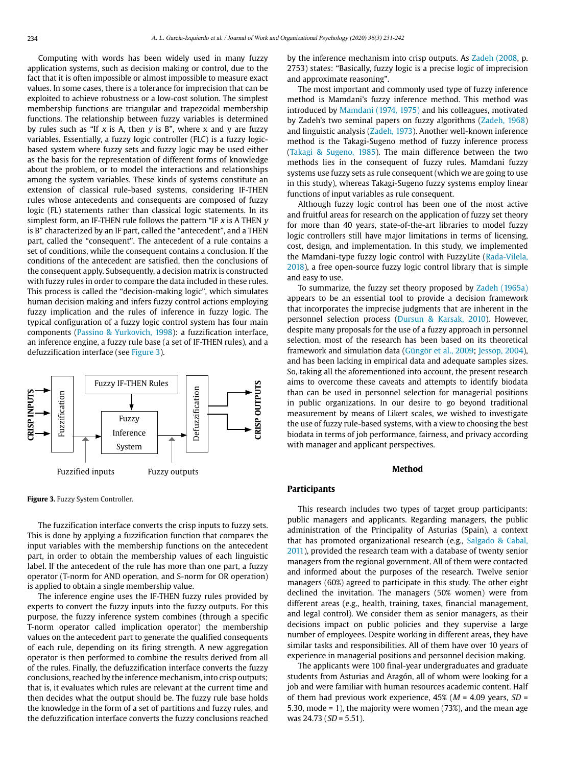Computing with words has been widely used in many fuzzy application systems, such as decision making or control, due to the fact that it is often impossible or almost impossible to measure exact values. In some cases, there is a tolerance for imprecision that can be exploited to achieve robustness or a low-cost solution. The simplest membership functions are triangular and trapezoidal membership functions. The relationship between fuzzy variables is determined by rules such as "If *x* is A, then *y* is B", where x and y are fuzzy variables. Essentially, a fuzzy logic controller (FLC) is a fuzzy logic-based system where fuzzy sets and fuzzy logic may be used either as the basis for the representation of different forms of knowledge about the problem, or to model the interactions and relationships among the system variables. These kinds of systems constitute an extension of classical rule-based systems, considering IF-THEN rules whose antecedents and consequents are composed of fuzzy logic (FL) statements rather than classical logic statements. In its simplest form, an IF-THEN rule follows the pattern "IF *x* is A THEN *y* is B" characterized by an IF part, called the "antecedent", and a THEN part, called the "consequent". The antecedent of a rule contains a set of conditions, while the consequent contains a conclusion. If the conditions of the antecedent are satisfied, then the conclusions of the consequent apply. Subsequently, a decision matrix is constructed with fuzzy rules in order to compare the data included in these rules. This process is called the "decision-making logic", which simulates human decision making and infers fuzzy control actions employing fuzzy implication and the rules of inference in fuzzy logic. The typical configuration of a fuzzy logic control system has four main components (Passino & Yurkovich, 1998): a fuzzification interface, an inference engine, a fuzzy rule base (a set of IF-THEN rules), and a defuzzification interface (see Figure 3).

**Figure 3.** Fuzzy System Controller.

The fuzzification interface converts the crisp inputs to fuzzy sets. This is done by applying a fuzzification function that compares the input variables with the membership functions on the antecedent part, in order to obtain the membership values of each linguistic label. If the antecedent of the rule has more than one part, a fuzzy operator (T-norm for AND operation, and S-norm for OR operation) is applied to obtain a single membership value.

The inference engine uses the IF-THEN fuzzy rules provided by experts to convert the fuzzy inputs into the fuzzy outputs. For this purpose, the fuzzy inference system combines (through a specific T-norm operator called implication operator) the membership values on the antecedent part to generate the qualified consequents of each rule, depending on its firing strength. A new aggregation operator is then performed to combine the results derived from all of the rules. Finally, the defuzzification interface converts the fuzzy conclusions, reached by the inference mechanism, into crisp outputs; that is, it evaluates which rules are relevant at the current time and then decides what the output should be. The fuzzy rule base holds the knowledge in the form of a set of partitions and fuzzy rules, and the defuzzification interface converts the fuzzy conclusions reached by the inference mechanism into crisp outputs. As Zadeh (2008, p. 2753) states: "Basically, fuzzy logic is a precise logic of imprecision and approximate reasoning".

The most important and commonly used type of fuzzy inference method is Mamdani's fuzzy inference method. This method was introduced by Mamdani (1974, 1975) and his colleagues, motivated by Zadeh's two seminal papers on fuzzy algorithms (Zadeh, 1968) and linguistic analysis (Zadeh, 1973). Another well-known inference method is the Takagi-Sugeno method of fuzzy inference process (Takagi & Sugeno, 1985). The main difference between the two methods lies in the consequent of fuzzy rules. Mamdani fuzzy systems use fuzzy sets as rule consequent (which we are going to use in this study), whereas Takagi-Sugeno fuzzy systems employ linear functions of input variables as rule consequent.

Although fuzzy logic control has been one of the most active and fruitful areas for research on the application of fuzzy set theory for more than 40 years, state-of-the-art libraries to model fuzzy logic controllers still have major limitations in terms of licensing, cost, design, and implementation. In this study, we implemented the Mamdani-type fuzzy logic control with FuzzyLite (Rada-Vilela, 2018), a free open-source fuzzy logic control library that is simple and easy to use.

To summarize, the fuzzy set theory proposed by Zadeh (1965a) appears to be an essential tool to provide a decision framework that incorporates the imprecise judgments that are inherent in the personnel selection process (Dursun & Karsak, 2010). However, despite many proposals for the use of a fuzzy approach in personnel selection, most of the research has been based on its theoretical framework and simulation data (Güngör et al., 2009; Jessop, 2004), and has been lacking in empirical data and adequate samples sizes. So, taking all the aforementioned into account, the present research aims to overcome these caveats and attempts to identify biodata than can be used in personnel selection for managerial positions in public organizations. In our desire to go beyond traditional measurement by means of Likert scales, we wished to investigate the use of fuzzy rule-based systems, with a view to choosing the best biodata in terms of job performance, fairness, and privacy according with manager and applicant perspectives.

# Method

## Participants

This research includes two types of target group participants: public managers and applicants. Regarding managers, the public administration of the Principality of Asturias (Spain), a context that has promoted organizational research (e.g., Salgado & Cabal, 2011), provided the research team with a database of twenty senior managers from the regional government. All of them were contacted and informed about the purposes of the research. Twelve senior managers (60%) agreed to participate in this study. The other eight declined the invitation. The managers (50% women) were from different areas (e.g., health, training, taxes, financial management, and legal control). We consider them as senior managers, as their decisions impact on public policies and they supervise a large number of employees. Despite working in different areas, they have similar tasks and responsibilities. All of them have over 10 years of experience in managerial positions and personnel decision making.

The applicants were 100 final-year undergraduates and graduate students from Asturias and Aragón, all of whom were looking for a job and were familiar with human resources academic content. Half of them had previous work experience, 45% ($M$ = 4.09 years, $SD$ = 5.30, mode = 1), the majority were women (73%), and the mean age was 24.73 ($SD$ = 5.51).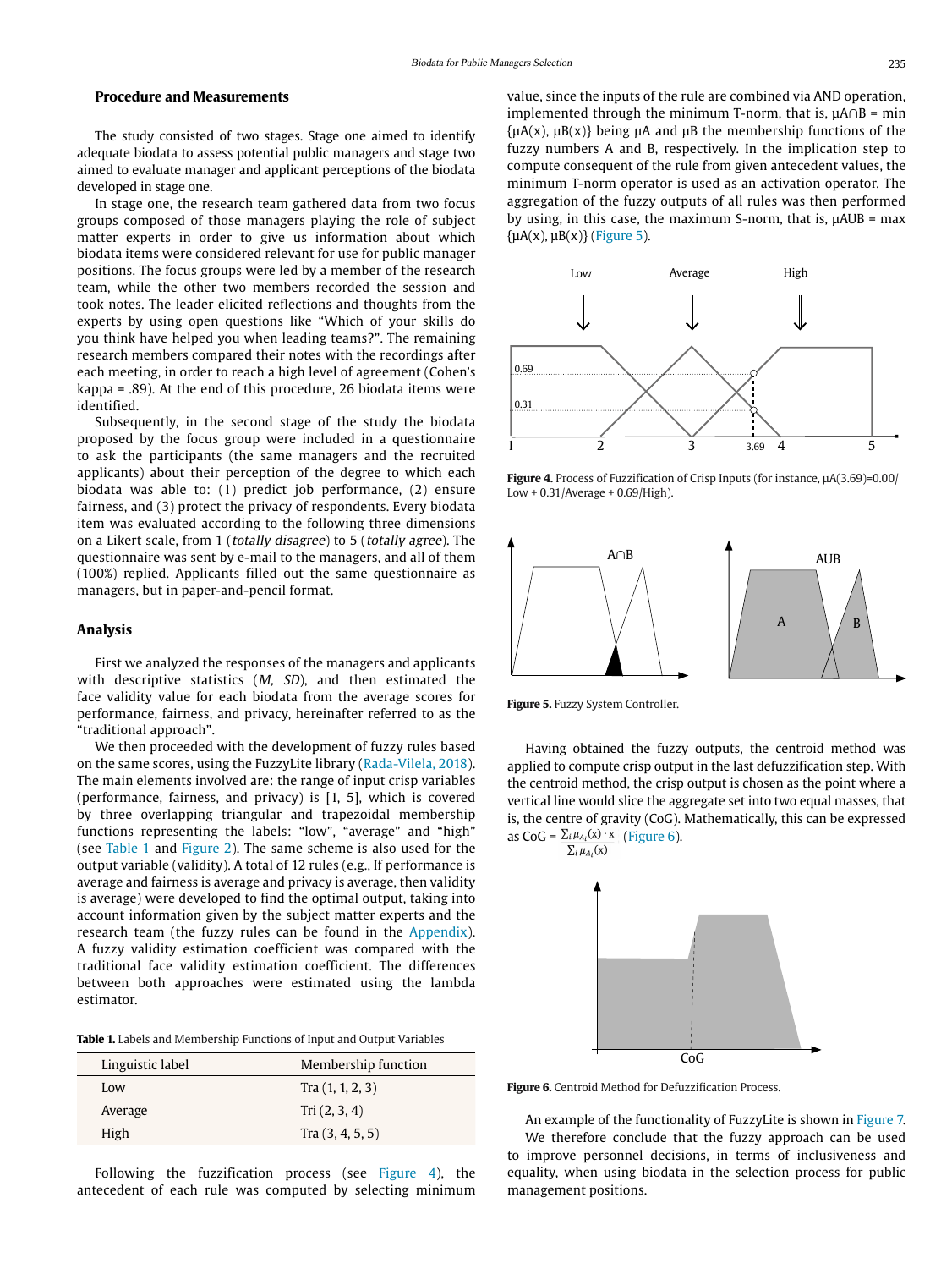### Procedure and Measurements

The study consisted of two stages. Stage one aimed to identify adequate biodata to assess potential public managers and stage two aimed to evaluate manager and applicant perceptions of the biodata developed in stage one.

In stage one, the research team gathered data from two focus groups composed of those managers playing the role of subject matter experts in order to give us information about which biodata items were considered relevant for use for public manager positions. The focus groups were led by a member of the research team, while the other two members recorded the session and took notes. The leader elicited reflections and thoughts from the experts by using open questions like "Which of your skills do you think have helped you when leading teams?". The remaining research members compared their notes with the recordings after each meeting, in order to reach a high level of agreement (Cohen's kappa = .89). At the end of this procedure, 26 biodata items were identified.

Subsequently, in the second stage of the study the biodata proposed by the focus group were included in a questionnaire to ask the participants (the same managers and the recruited applicants) about their perception of the degree to which each biodata was able to: (1) predict job performance, (2) ensure fairness, and (3) protect the privacy of respondents. Every biodata item was evaluated according to the following three dimensions on a Likert scale, from 1 (*totally disagree*) to 5 (*totally agree*). The questionnaire was sent by e-mail to the managers, and all of them (100%) replied. Applicants filled out the same questionnaire as managers, but in paper-and-pencil format.

### Analysis

First we analyzed the responses of the managers and applicants with descriptive statistics (*M*, *SD*), and then estimated the face validity value for each biodata from the average scores for performance, fairness, and privacy, hereinafter referred to as the "traditional approach".

We then proceeded with the development of fuzzy rules based on the same scores, using the FuzzyLite library (Rada-Vilela, 2018). The main elements involved are: the range of input crisp variables (performance, fairness, and privacy) is [1, 5], which is covered by three overlapping triangular and trapezoidal membership functions representing the labels: "low", "average" and "high" (see Table 1 and Figure 2). The same scheme is also used for the output variable (validity). A total of 12 rules (e.g., If performance is average and fairness is average and privacy is average, then validity is average) were developed to find the optimal output, taking into account information given by the subject matter experts and the research team (the fuzzy rules can be found in the Appendix). A fuzzy validity estimation coefficient was compared with the traditional face validity estimation coefficient. The differences between both approaches were estimated using the lambda estimator.

**Table 1.** Labels and Membership Functions of Input and Output Variables

| Linguistic label | Membership function |
|---|---|
| Low | Tra (1, 1, 2, 3) |
| Average | Tri (2, 3, 4) |
| High | Tra (3, 4, 5, 5) |

Following the fuzzification process (see Figure 4), the antecedent of each rule was computed by selecting minimum value, since the inputs of the rule are combined via AND operation, implemented through the minimum T-norm, that is, $\mu A \cap B = \min \{\mu A(x), \mu B(x)\}$ being $\mu A$ and $\mu B$ the membership functions of the fuzzy numbers A and B, respectively. In the implication step to compute consequent of the rule from given antecedent values, the minimum T-norm operator is used as an activation operator. The aggregation of the fuzzy outputs of all rules was then performed by using, in this case, the maximum S-norm, that is, $\mu A \cup B = \max \{\mu A(x), \mu B(x)\}$ (Figure 5).

**Figure 4.** Process of Fuzzification of Crisp Inputs (for instance, $\mu A(3.69)$=0.00/Low + 0.31/Average + 0.69/High).

**Figure 5.** Fuzzy System Controller.

Having obtained the fuzzy outputs, the centroid method was applied to compute crisp output in the last defuzzification step. With the centroid method, the crisp output is chosen as the point where a vertical line would slice the aggregate set into two equal masses, that is, the centre of gravity (CoG). Mathematically, this can be expressed as $\text{CoG} = \frac{\sum_i \mu_{A_i}(x) \cdot x}{\sum_i \mu_{A_i}(x)}$ (Figure 6).

**Figure 6.** Centroid Method for Defuzzification Process.

An example of the functionality of FuzzyLite is shown in Figure 7.

We therefore conclude that the fuzzy approach can be used to improve personnel decisions, in terms of inclusiveness and equality, when using biodata in the selection process for public management positions.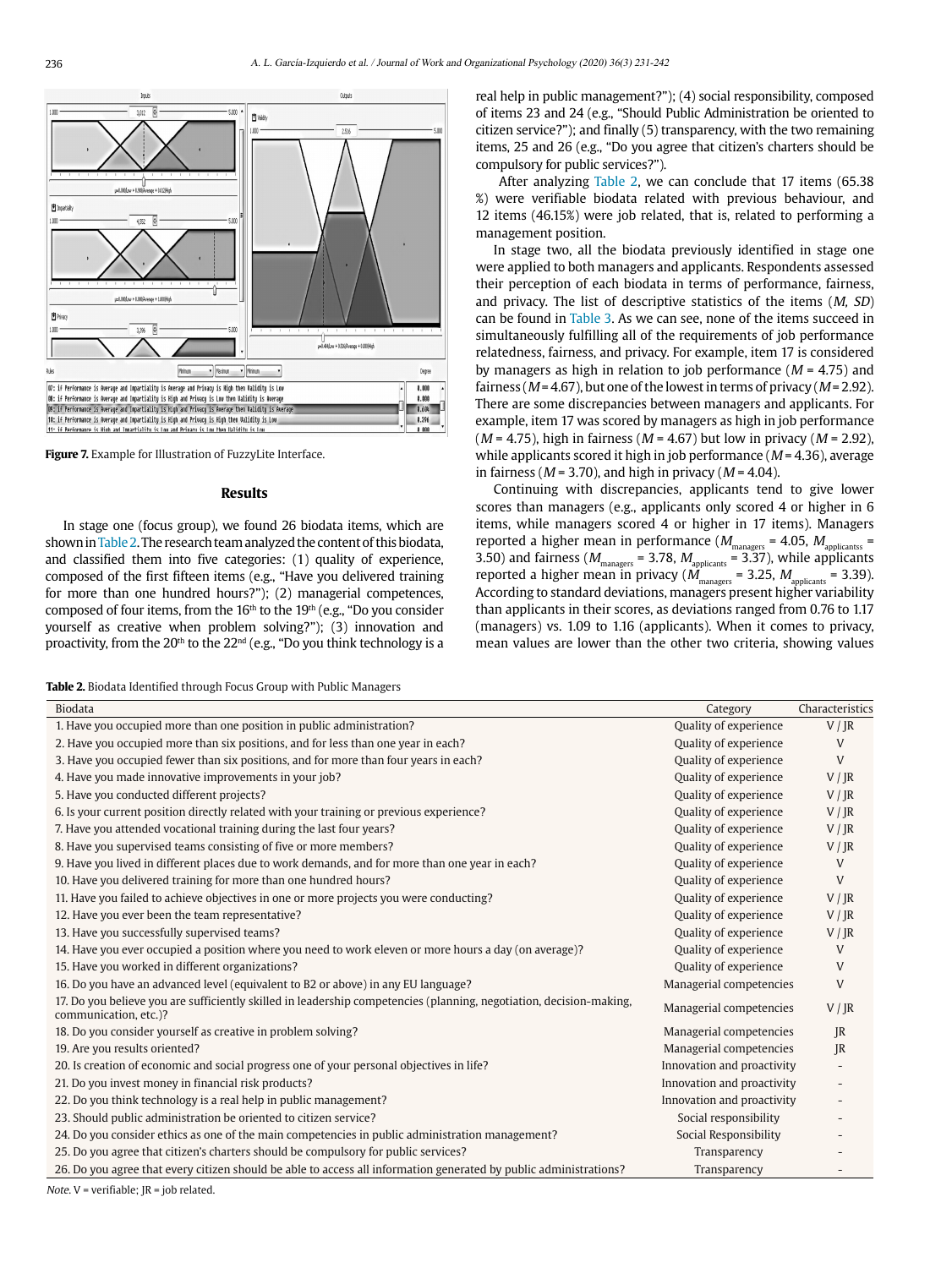Figure 7. Example for Illustration of FuzzyLite Interface.

## Results

In stage one (focus group), we found 26 biodata items, which are shown in Table 2. The research team analyzed the content of this biodata, and classified them into five categories: (1) quality of experience, composed of the first fifteen items (e.g., "Have you delivered training for more than one hundred hours?"); (2) managerial competences, composed of four items, from the 16th to the 19th (e.g., "Do you consider yourself as creative when problem solving?"); (3) innovation and proactivity, from the 20th to the 22nd (e.g., "Do you think technology is a real help in public management?"); (4) social responsibility, composed of items 23 and 24 (e.g., "Should Public Administration be oriented to citizen service?"); and finally (5) transparency, with the two remaining items, 25 and 26 (e.g., "Do you agree that citizen's charters should be compulsory for public services?").

After analyzing Table 2, we can conclude that 17 items (65.38 %) were verifiable biodata related with previous behaviour, and 12 items (46.15%) were job related, that is, related to performing a management position.

In stage two, all the biodata previously identified in stage one were applied to both managers and applicants. Respondents assessed their perception of each biodata in terms of performance, fairness, and privacy. The list of descriptive statistics of the items (*M, SD*) can be found in Table 3. As we can see, none of the items succeed in simultaneously fulfilling all of the requirements of job performance relatedness, fairness, and privacy. For example, item 17 is considered by managers as high in relation to job performance ($M$ = 4.75) and fairness ($M$ = 4.67), but one of the lowest in terms of privacy ($M$ = 2.92). There are some discrepancies between managers and applicants. For example, item 17 was scored by managers as high in job performance ($M$ = 4.75), high in fairness ($M$ = 4.67) but low in privacy ($M$ = 2.92), while applicants scored it high in job performance ($M$ = 4.36), average in fairness ($M$ = 3.70), and high in privacy ($M$ = 4.04).

Continuing with discrepancies, applicants tend to give lower scores than managers (e.g., applicants only scored 4 or higher in 6 items, while managers scored 4 or higher in 17 items). Managers reported a higher mean in performance ($M_{managers}$ = 4.05, $M_{applicantss}$ = 3.50) and fairness ($M_{managers}$ = 3.78, $M_{applicants}$ = 3.37), while applicants reported a higher mean in privacy ($M_{managers}$ = 3.25, $M_{applicants}$ = 3.39). According to standard deviations, managers present higher variability than applicants in their scores, as deviations ranged from 0.76 to 1.17 (managers) vs. 1.09 to 1.16 (applicants). When it comes to privacy, mean values are lower than the other two criteria, showing values

**Table 2.** Biodata Identified through Focus Group with Public Managers

| Biodata | Category | Characteristics |
|---|---|---|
| 1. Have you occupied more than one position in public administration? | Quality of experience | V / JR |
| 2. Have you occupied more than six positions, and for less than one year in each? | Quality of experience | V |
| 3. Have you occupied fewer than six positions, and for more than four years in each? | Quality of experience | V |
| 4. Have you made innovative improvements in your job? | Quality of experience | V / JR |
| 5. Have you conducted different projects? | Quality of experience | V / JR |
| 6. Is your current position directly related with your training or previous experience? | Quality of experience | V / JR |
| 7. Have you attended vocational training during the last four years? | Quality of experience | V / JR |
| 8. Have you supervised teams consisting of five or more members? | Quality of experience | V / JR |
| 9. Have you lived in different places due to work demands, and for more than one year in each? | Quality of experience | V |
| 10. Have you delivered training for more than one hundred hours? | Quality of experience | V |
| 11. Have you failed to achieve objectives in one or more projects you were conducting? | Quality of experience | V / JR |
| 12. Have you ever been the team representative? | Quality of experience | V / JR |
| 13. Have you successfully supervised teams? | Quality of experience | V / JR |
| 14. Have you ever occupied a position where you need to work eleven or more hours a day (on average)? | Quality of experience | V |
| 15. Have you worked in different organizations? | Quality of experience | V |
| 16. Do you have an advanced level (equivalent to B2 or above) in any EU language? | Managerial competencies | V |
| 17. Do you believe you are sufficiently skilled in leadership competencies (planning, negotiation, decision-making, communication, etc.)? | Managerial competencies | V / JR |
| 18. Do you consider yourself as creative in problem solving? | Managerial competencies | JR |
| 19. Are you results oriented? | Managerial competencies | JR |
| 20. Is creation of economic and social progress one of your personal objectives in life? | Innovation and proactivity | - |
| 21. Do you invest money in financial risk products? | Innovation and proactivity | - |
| 22. Do you think technology is a real help in public management? | Innovation and proactivity | - |
| 23. Should public administration be oriented to citizen service? | Social responsibility | - |
| 24. Do you consider ethics as one of the main competencies in public administration management? | Social Responsibility | - |
| 25. Do you agree that citizen's charters should be compulsory for public services? | Transparency | - |
| 26. Do you agree that every citizen should be able to access all information generated by public administrations? | Transparency | - |

*Note.* V = verifiable; JR = job related.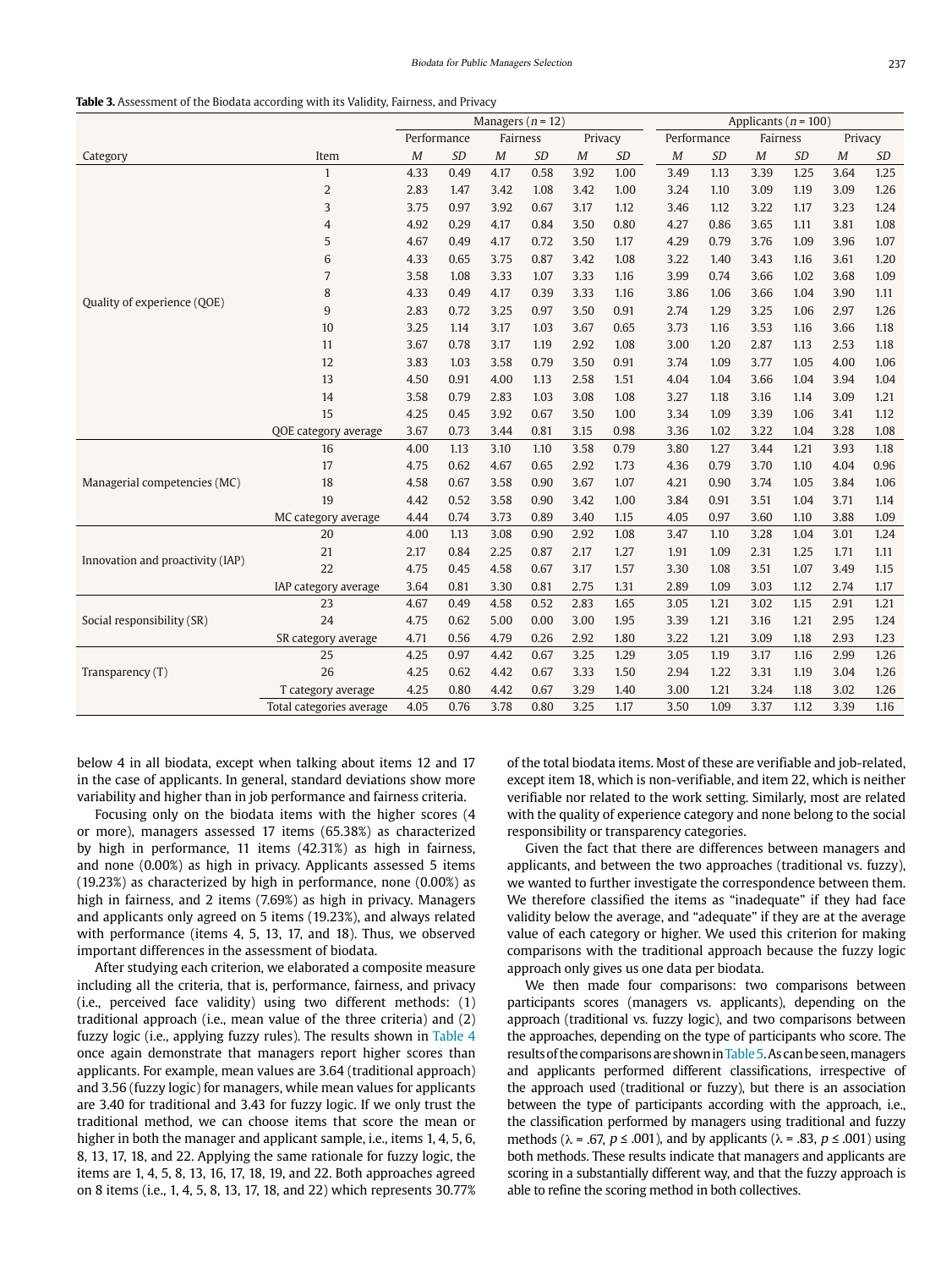**Table 3.** Assessment of the Biodata according with its Validity, Fairness, and Privacy

| | | Managers ($n$ = 12) | | | | | | Applicants ($n$ = 100) | | | | | |
|---|---|---|---|---|---|---|---|---|---|---|---|---|---|
| | | Performance | | Fairness | | Privacy | | Performance | | Fairness | | Privacy | |
| Category | Item | *M* | *SD* | *M* | *SD* | *M* | *SD* | *M* | *SD* | *M* | *SD* | *M* | *SD* |
| Quality of experience (QOE) | 1 | 4.33 | 0.49 | 4.17 | 0.58 | 3.92 | 1.00 | 3.49 | 1.13 | 3.39 | 1.25 | 3.64 | 1.25 |
| | 2 | 2.83 | 1.47 | 3.42 | 1.08 | 3.42 | 1.00 | 3.24 | 1.10 | 3.09 | 1.19 | 3.09 | 1.26 |
| | 3 | 3.75 | 0.97 | 3.92 | 0.67 | 3.17 | 1.12 | 3.46 | 1.12 | 3.22 | 1.17 | 3.23 | 1.24 |
| | 4 | 4.92 | 0.29 | 4.17 | 0.84 | 3.50 | 0.80 | 4.27 | 0.86 | 3.65 | 1.11 | 3.81 | 1.08 |
| | 5 | 4.67 | 0.49 | 4.17 | 0.72 | 3.50 | 1.17 | 4.29 | 0.79 | 3.76 | 1.09 | 3.96 | 1.07 |
| | 6 | 4.33 | 0.65 | 3.75 | 0.87 | 3.42 | 1.08 | 3.22 | 1.40 | 3.43 | 1.16 | 3.61 | 1.20 |
| | 7 | 3.58 | 1.08 | 3.33 | 1.07 | 3.33 | 1.16 | 3.99 | 0.74 | 3.66 | 1.02 | 3.68 | 1.09 |
| | 8 | 4.33 | 0.49 | 4.17 | 0.39 | 3.33 | 1.16 | 3.86 | 1.06 | 3.66 | 1.04 | 3.90 | 1.11 |
| | 9 | 2.83 | 0.72 | 3.25 | 0.97 | 3.50 | 0.91 | 2.74 | 1.29 | 3.25 | 1.06 | 2.97 | 1.26 |
| | 10 | 3.25 | 1.14 | 3.17 | 1.03 | 3.67 | 0.65 | 3.73 | 1.16 | 3.53 | 1.16 | 3.66 | 1.18 |
| | 11 | 3.67 | 0.78 | 3.17 | 1.19 | 2.92 | 1.08 | 3.00 | 1.20 | 2.87 | 1.13 | 2.53 | 1.18 |
| | 12 | 3.83 | 1.03 | 3.58 | 0.79 | 3.50 | 0.91 | 3.74 | 1.09 | 3.77 | 1.05 | 4.00 | 1.06 |
| | 13 | 4.50 | 0.91 | 4.00 | 1.13 | 2.58 | 1.51 | 4.04 | 1.04 | 3.66 | 1.04 | 3.94 | 1.04 |
| | 14 | 3.58 | 0.79 | 2.83 | 1.03 | 3.08 | 1.08 | 3.27 | 1.18 | 3.16 | 1.14 | 3.09 | 1.21 |
| | 15 | 4.25 | 0.45 | 3.92 | 0.67 | 3.50 | 1.00 | 3.34 | 1.09 | 3.39 | 1.06 | 3.41 | 1.12 |
| | QOE category average | 3.67 | 0.73 | 3.44 | 0.81 | 3.15 | 0.98 | 3.36 | 1.02 | 3.22 | 1.04 | 3.28 | 1.08 |
| Managerial competencies (MC) | 16 | 4.00 | 1.13 | 3.10 | 1.10 | 3.58 | 0.79 | 3.80 | 1.27 | 3.44 | 1.21 | 3.93 | 1.18 |
| | 17 | 4.75 | 0.62 | 4.67 | 0.65 | 2.92 | 1.73 | 4.36 | 0.79 | 3.70 | 1.10 | 4.04 | 0.96 |
| | 18 | 4.58 | 0.67 | 3.58 | 0.90 | 3.67 | 1.07 | 4.21 | 0.90 | 3.74 | 1.05 | 3.84 | 1.06 |
| | 19 | 4.42 | 0.52 | 3.58 | 0.90 | 3.42 | 1.00 | 3.84 | 0.91 | 3.51 | 1.04 | 3.71 | 1.14 |
| | MC category average | 4.44 | 0.74 | 3.73 | 0.89 | 3.40 | 1.15 | 4.05 | 0.97 | 3.60 | 1.10 | 3.88 | 1.09 |
| Innovation and proactivity (IAP) | 20 | 4.00 | 1.13 | 3.08 | 0.90 | 2.92 | 1.08 | 3.47 | 1.10 | 3.28 | 1.04 | 3.01 | 1.24 |
| | 21 | 2.17 | 0.84 | 2.25 | 0.87 | 2.17 | 1.27 | 1.91 | 1.09 | 2.31 | 1.25 | 1.71 | 1.11 |
| | 22 | 4.75 | 0.45 | 4.58 | 0.67 | 3.17 | 1.57 | 3.30 | 1.08 | 3.51 | 1.07 | 3.49 | 1.15 |
| | IAP category average | 3.64 | 0.81 | 3.30 | 0.81 | 2.75 | 1.31 | 2.89 | 1.09 | 3.03 | 1.12 | 2.74 | 1.17 |
| Social responsibility (SR) | 23 | 4.67 | 0.49 | 4.58 | 0.52 | 2.83 | 1.65 | 3.05 | 1.21 | 3.02 | 1.15 | 2.91 | 1.21 |
| | 24 | 4.75 | 0.62 | 5.00 | 0.00 | 3.00 | 1.95 | 3.39 | 1.21 | 3.16 | 1.21 | 2.95 | 1.24 |
| | SR category average | 4.71 | 0.56 | 4.79 | 0.26 | 2.92 | 1.80 | 3.22 | 1.21 | 3.09 | 1.18 | 2.93 | 1.23 |
| Transparency (T) | 25 | 4.25 | 0.97 | 4.42 | 0.67 | 3.25 | 1.29 | 3.05 | 1.19 | 3.17 | 1.16 | 2.99 | 1.26 |
| | 26 | 4.25 | 0.62 | 4.42 | 0.67 | 3.33 | 1.50 | 2.94 | 1.22 | 3.31 | 1.19 | 3.04 | 1.26 |
| | T category average | 4.25 | 0.80 | 4.42 | 0.67 | 3.29 | 1.40 | 3.00 | 1.21 | 3.24 | 1.18 | 3.02 | 1.26 |
| | Total categories average | 4.05 | 0.76 | 3.78 | 0.80 | 3.25 | 1.17 | 3.50 | 1.09 | 3.37 | 1.12 | 3.39 | 1.16 |

below 4 in all biodata, except when talking about items 12 and 17 in the case of applicants. In general, standard deviations show more variability and higher than in job performance and fairness criteria.

Focusing only on the biodata items with the higher scores (4 or more), managers assessed 17 items (65.38%) as characterized by high in performance, 11 items (42.31%) as high in fairness, and none (0.00%) as high in privacy. Applicants assessed 5 items (19.23%) as characterized by high in performance, none (0.00%) as high in fairness, and 2 items (7.69%) as high in privacy. Managers and applicants only agreed on 5 items (19.23%), and always related with performance (items 4, 5, 13, 17, and 18). Thus, we observed important differences in the assessment of biodata.

After studying each criterion, we elaborated a composite measure including all the criteria, that is, performance, fairness, and privacy (i.e., perceived face validity) using two different methods: (1) traditional approach (i.e., mean value of the three criteria) and (2) fuzzy logic (i.e., applying fuzzy rules). The results shown in Table 4 once again demonstrate that managers report higher scores than applicants. For example, mean values are 3.64 (traditional approach) and 3.56 (fuzzy logic) for managers, while mean values for applicants are 3.40 for traditional and 3.43 for fuzzy logic. If we only trust the traditional method, we can choose items that score the mean or higher in both the manager and applicant sample, i.e., items 1, 4, 5, 6, 8, 13, 17, 18, and 22. Applying the same rationale for fuzzy logic, the items are 1, 4, 5, 8, 13, 16, 17, 18, 19, and 22. Both approaches agreed on 8 items (i.e., 1, 4, 5, 8, 13, 17, 18, and 22) which represents 30.77% of the total biodata items. Most of these are verifiable and job-related, except item 18, which is non-verifiable, and item 22, which is neither verifiable nor related to the work setting. Similarly, most are related with the quality of experience category and none belong to the social responsibility or transparency categories.

Given the fact that there are differences between managers and applicants, and between the two approaches (traditional vs. fuzzy), we wanted to further investigate the correspondence between them. We therefore classified the items as "inadequate" if they had face validity below the average, and "adequate" if they are at the average value of each category or higher. We used this criterion for making comparisons with the traditional approach because the fuzzy logic approach only gives us one data per biodata.

We then made four comparisons: two comparisons between participants scores (managers vs. applicants), depending on the approach (traditional vs. fuzzy logic), and two comparisons between the approaches, depending on the type of participants who score. The results of the comparisons are shown in Table 5. As can be seen, managers and applicants performed different classifications, irrespective of the approach used (traditional or fuzzy), but there is an association between the type of participants according with the approach, i.e., the classification performed by managers using traditional and fuzzy methods ($\lambda$ = .67, $p \leq .001$), and by applicants ($\lambda$ = .83, $p \leq .001$) using both methods. These results indicate that managers and applicants are scoring in a substantially different way, and that the fuzzy approach is able to refine the scoring method in both collectives.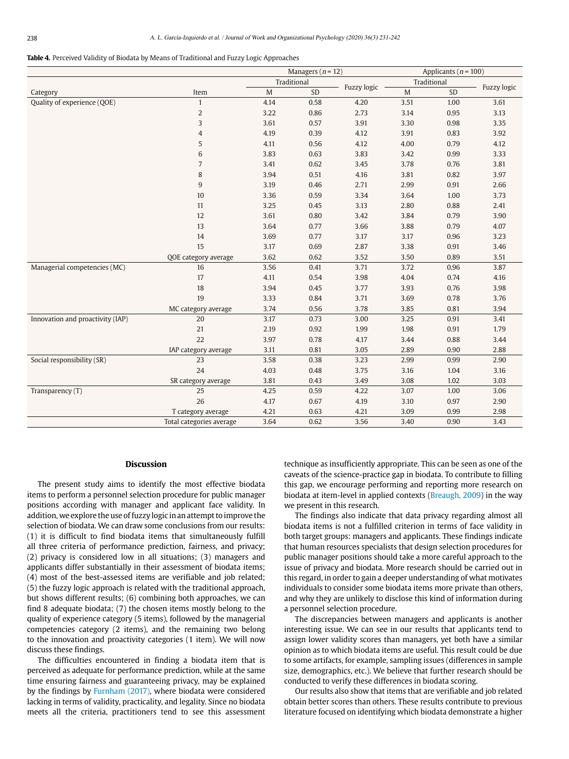**Table 4.** Perceived Validity of Biodata by Means of Traditional and Fuzzy Logic Approaches

| Category | Item | Managers ($n$ = 12) | | | Applicants ($n$ = 100) | | |
|---|---|---|---|---|---|---|---|
| | | Traditional | | Fuzzy logic | Traditional | | Fuzzy logic |
| | | M | SD | | M | SD | |
| Quality of experience (QOE) | 1 | 4.14 | 0.58 | 4.20 | 3.51 | 1.00 | 3.61 |
| | 2 | 3.22 | 0.86 | 2.73 | 3.14 | 0.95 | 3.13 |
| | 3 | 3.61 | 0.57 | 3.91 | 3.30 | 0.98 | 3.35 |
| | 4 | 4.19 | 0.39 | 4.12 | 3.91 | 0.83 | 3.92 |
| | 5 | 4.11 | 0.56 | 4.12 | 4.00 | 0.79 | 4.12 |
| | 6 | 3.83 | 0.63 | 3.83 | 3.42 | 0.99 | 3.33 |
| | 7 | 3.41 | 0.62 | 3.45 | 3.78 | 0.76 | 3.81 |
| | 8 | 3.94 | 0.51 | 4.16 | 3.81 | 0.82 | 3.97 |
| | 9 | 3.19 | 0.46 | 2.71 | 2.99 | 0.91 | 2.66 |
| | 10 | 3.36 | 0.59 | 3.34 | 3.64 | 1.00 | 3.73 |
| | 11 | 3.25 | 0.45 | 3.13 | 2.80 | 0.88 | 2.41 |
| | 12 | 3.61 | 0.80 | 3.42 | 3.84 | 0.79 | 3.90 |
| | 13 | 3.64 | 0.77 | 3.66 | 3.88 | 0.79 | 4.07 |
| | 14 | 3.69 | 0.77 | 3.17 | 3.17 | 0.96 | 3.23 |
| | 15 | 3.17 | 0.69 | 2.87 | 3.38 | 0.91 | 3.46 |
| | QOE category average | 3.62 | 0.62 | 3.52 | 3.50 | 0.89 | 3.51 |
| Managerial competencies (MC) | 16 | 3.56 | 0.41 | 3.71 | 3.72 | 0.96 | 3.87 |
| | 17 | 4.11 | 0.54 | 3.98 | 4.04 | 0.74 | 4.16 |
| | 18 | 3.94 | 0.45 | 3.77 | 3.93 | 0.76 | 3.98 |
| | 19 | 3.33 | 0.84 | 3.71 | 3.69 | 0.78 | 3.76 |
| | MC category average | 3.74 | 0.56 | 3.78 | 3.85 | 0.81 | 3.94 |
| Innovation and proactivity (IAP) | 20 | 3.17 | 0.73 | 3.00 | 3.25 | 0.91 | 3.41 |
| | 21 | 2.19 | 0.92 | 1.99 | 1.98 | 0.91 | 1.79 |
| | 22 | 3.97 | 0.78 | 4.17 | 3.44 | 0.88 | 3.44 |
| | IAP category average | 3.11 | 0.81 | 3.05 | 2.89 | 0.90 | 2.88 |
| Social responsibility (SR) | 23 | 3.58 | 0.38 | 3.23 | 2.99 | 0.99 | 2.90 |
| | 24 | 4.03 | 0.48 | 3.75 | 3.16 | 1.04 | 3.16 |
| | SR category average | 3.81 | 0.43 | 3.49 | 3.08 | 1.02 | 3.03 |
| Transparency (T) | 25 | 4.25 | 0.59 | 4.22 | 3.07 | 1.00 | 3.06 |
| | 26 | 4.17 | 0.67 | 4.19 | 3.10 | 0.97 | 2.90 |
| | T category average | 4.21 | 0.63 | 4.21 | 3.09 | 0.99 | 2.98 |
| | Total categories average | 3.64 | 0.62 | 3.56 | 3.40 | 0.90 | 3.43 |

## Discussion

The present study aims to identify the most effective biodata items to perform a personnel selection procedure for public manager positions according with manager and applicant face validity. In addition, we explore the use of fuzzy logic in an attempt to improve the selection of biodata. We can draw some conclusions from our results: (1) it is difficult to find biodata items that simultaneously fulfill all three criteria of performance prediction, fairness, and privacy; (2) privacy is considered low in all situations; (3) managers and applicants differ substantially in their assessment of biodata items; (4) most of the best-assessed items are verifiable and job related; (5) the fuzzy logic approach is related with the traditional approach, but shows different results; (6) combining both approaches, we can find 8 adequate biodata; (7) the chosen items mostly belong to the quality of experience category (5 items), followed by the managerial competencies category (2 items), and the remaining two belong to the innovation and proactivity categories (1 item). We will now discuss these findings.

The difficulties encountered in finding a biodata item that is perceived as adequate for performance prediction, while at the same time ensuring fairness and guaranteeing privacy, may be explained by the findings by Furnham (2017), where biodata were considered lacking in terms of validity, practicality, and legality. Since no biodata meets all the criteria, practitioners tend to see this assessment technique as insufficiently appropriate. This can be seen as one of the caveats of the science-practice gap in biodata. To contribute to filling this gap, we encourage performing and reporting more research on biodata at item-level in applied contexts (Breaugh, 2009) in the way we present in this research.

The findings also indicate that data privacy regarding almost all biodata items is not a fulfilled criterion in terms of face validity in both target groups: managers and applicants. These findings indicate that human resources specialists that design selection procedures for public manager positions should take a more careful approach to the issue of privacy and biodata. More research should be carried out in this regard, in order to gain a deeper understanding of what motivates individuals to consider some biodata items more private than others, and why they are unlikely to disclose this kind of information during a personnel selection procedure.

The discrepancies between managers and applicants is another interesting issue. We can see in our results that applicants tend to assign lower validity scores than managers, yet both have a similar opinion as to which biodata items are useful. This result could be due to some artifacts, for example, sampling issues (differences in sample size, demographics, etc.). We believe that further research should be conducted to verify these differences in biodata scoring.

Our results also show that items that are verifiable and job related obtain better scores than others. These results contribute to previous literature focused on identifying which biodata demonstrate a higher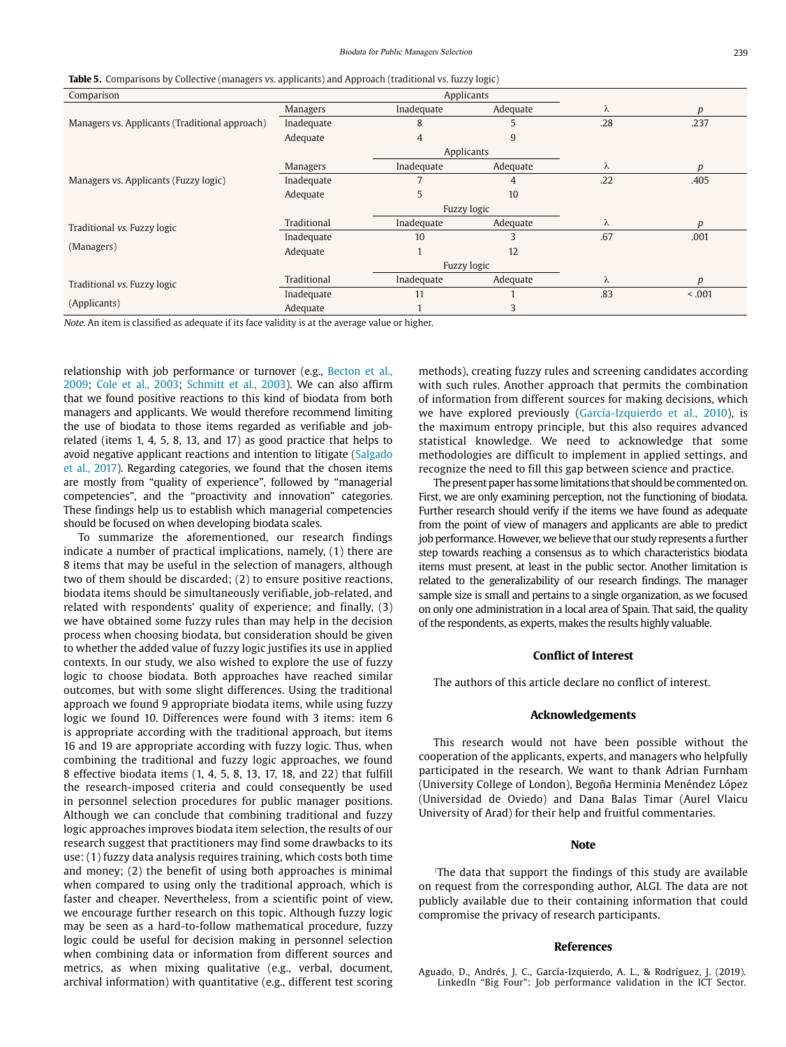**Table 5.** Comparisons by Collective (managers vs. applicants) and Approach (traditional vs. fuzzy logic)

| Comparison | | Applicants | | | |
|---|---|---|---|---|---|
| Managers vs. Applicants (Traditional approach) | Managers | Inadequate | Adequate | λ | *p* |
| | Inadequate | 8 | 5 | .28 | .237 |
| | Adequate | 4 | 9 | | |
| | | Applicants | | | |
| Managers vs. Applicants (Fuzzy logic) | Managers | Inadequate | Adequate | λ | *p* |
| | Inadequate | 7 | 4 | .22 | .405 |
| | Adequate | 5 | 10 | | |
| | | Fuzzy logic | | | |
| Traditional *vs.* Fuzzy logic (Managers) | Traditional | Inadequate | Adequate | λ | *p* |
| | Inadequate | 10 | 3 | .67 | .001 |
| | Adequate | 1 | 12 | | |
| | | Fuzzy logic | | | |
| Traditional *vs.* Fuzzy logic (Applicants) | Traditional | Inadequate | Adequate | λ | *p* |
| | Inadequate | 11 | 1 | .83 | < .001 |
| | Adequate | 1 | 3 | | |

*Note.* An item is classified as adequate if its face validity is at the average value or higher.

relationship with job performance or turnover (e.g., Becton et al., 2009; Cole et al., 2003; Schmitt et al., 2003). We can also affirm that we found positive reactions to this kind of biodata from both managers and applicants. We would therefore recommend limiting the use of biodata to those items regarded as verifiable and job-related (items 1, 4, 5, 8, 13, and 17) as good practice that helps to avoid negative applicant reactions and intention to litigate (Salgado et al., 2017). Regarding categories, we found that the chosen items are mostly from "quality of experience", followed by "managerial competencies", and the "proactivity and innovation" categories. These findings help us to establish which managerial competencies should be focused on when developing biodata scales.

To summarize the aforementioned, our research findings indicate a number of practical implications, namely, (1) there are 8 items that may be useful in the selection of managers, although two of them should be discarded; (2) to ensure positive reactions, biodata items should be simultaneously verifiable, job-related, and related with respondents' quality of experience; and finally, (3) we have obtained some fuzzy rules than may help in the decision process when choosing biodata, but consideration should be given to whether the added value of fuzzy logic justifies its use in applied contexts. In our study, we also wished to explore the use of fuzzy logic to choose biodata. Both approaches have reached similar outcomes, but with some slight differences. Using the traditional approach we found 9 appropriate biodata items, while using fuzzy logic we found 10. Differences were found with 3 items: item 6 is appropriate according with the traditional approach, but items 16 and 19 are appropriate according with fuzzy logic. Thus, when combining the traditional and fuzzy logic approaches, we found 8 effective biodata items (1, 4, 5, 8, 13, 17, 18, and 22) that fulfill the research-imposed criteria and could consequently be used in personnel selection procedures for public manager positions. Although we can conclude that combining traditional and fuzzy logic approaches improves biodata item selection, the results of our research suggest that practitioners may find some drawbacks to its use: (1) fuzzy data analysis requires training, which costs both time and money; (2) the benefit of using both approaches is minimal when compared to using only the traditional approach, which is faster and cheaper. Nevertheless, from a scientific point of view, we encourage further research on this topic. Although fuzzy logic may be seen as a hard-to-follow mathematical procedure, fuzzy logic could be useful for decision making in personnel selection when combining data or information from different sources and metrics, as when mixing qualitative (e.g., verbal, document, archival information) with quantitative (e.g., different test scoring methods), creating fuzzy rules and screening candidates according with such rules. Another approach that permits the combination of information from different sources for making decisions, which we have explored previously (García-Izquierdo et al., 2010), is the maximum entropy principle, but this also requires advanced statistical knowledge. We need to acknowledge that some methodologies are difficult to implement in applied settings, and recognize the need to fill this gap between science and practice.

The present paper has some limitations that should be commented on. First, we are only examining perception, not the functioning of biodata. Further research should verify if the items we have found as adequate from the point of view of managers and applicants are able to predict job performance. However, we believe that our study represents a further step towards reaching a consensus as to which characteristics biodata items must present, at least in the public sector. Another limitation is related to the generalizability of our research findings. The manager sample size is small and pertains to a single organization, as we focused on only one administration in a local area of Spain. That said, the quality of the respondents, as experts, makes the results highly valuable.

## Conflict of Interest

The authors of this article declare no conflict of interest.

## Acknowledgements

This research would not have been possible without the cooperation of the applicants, experts, and managers who helpfully participated in the research. We want to thank Adrian Furnham (University College of London), Begoña Herminia Menéndez López (Universidad de Oviedo) and Dana Balas Timar (Aurel Vlaicu University of Arad) for their help and fruitful commentaries.

## Note

[1]The data that support the findings of this study are available on request from the corresponding author, ALGI. The data are not publicly available due to their containing information that could compromise the privacy of research participants.

## References

Aguado, D., Andrés, J. C., García-Izquierdo, A. L., & Rodríguez, J. (2019). LinkedIn "Big Four": Job performance validation in the ICT Sector.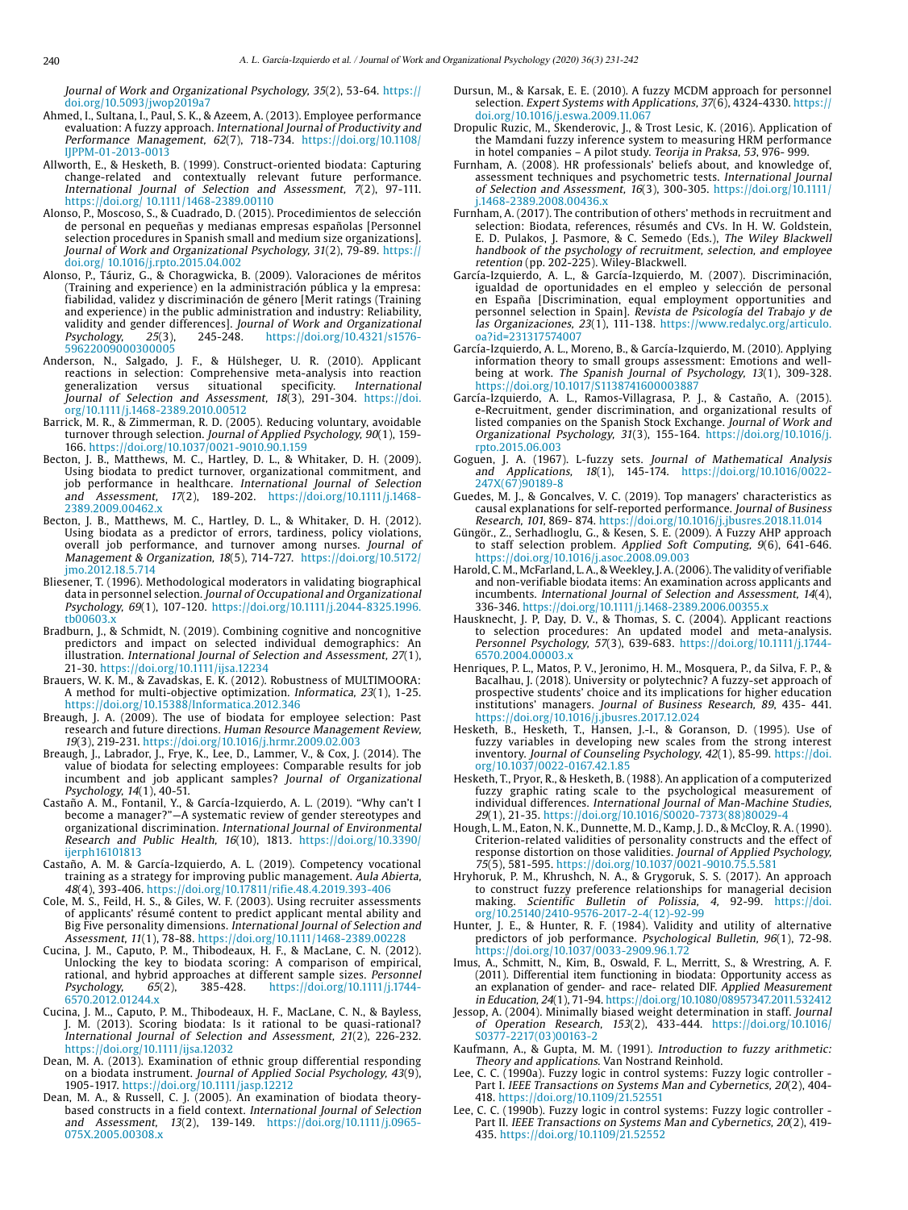*Journal of Work and Organizational Psychology, 35*(2), 53-64. https://doi.org/10.5093/jwop2019a7

Ahmed, I., Sultana, I., Paul, S. K., & Azeem, A. (2013). Employee performance evaluation: A fuzzy approach. *International Journal of Productivity and Performance Management, 62*(7), 718-734. https://doi.org/10.1108/IJPPM-01-2013-0013

Allworth, E., & Hesketh, B. (1999). Construct-oriented biodata: Capturing change-related and contextually relevant future performance. *International Journal of Selection and Assessment, 7*(2), 97-111. https://doi.org/ 10.1111/1468-2389.00110

Alonso, P., Moscoso, S., & Cuadrado, D. (2015). Procedimientos de selección de personal en pequeñas y medianas empresas españolas [Personnel selection procedures in Spanish small and medium size organizations]. *Journal of Work and Organizational Psychology, 31*(2), 79-89. https://doi.org/ 10.1016/j.rpto.2015.04.002

Alonso, P., Táuriz, G., & Choragwicka, B. (2009). Valoraciones de méritos (Training and experience) en la administración pública y la empresa: fiabilidad, validez y discriminación de género [Merit ratings (Training and experience) in the public administration and industry: Reliability, validity and gender differences]. *Journal of Work and Organizational Psychology, 25*(3), 245-248. https://doi.org/10.4321/s1576-59622009000300005

Anderson, N., Salgado, J. F., & Hülsheger, U. R. (2010). Applicant reactions in selection: Comprehensive meta-analysis into reaction generalization versus situational specificity. *International Journal of Selection and Assessment, 18*(3), 291-304. https://doi.org/10.1111/j.1468-2389.2010.00512

Barrick, M. R., & Zimmerman, R. D. (2005). Reducing voluntary, avoidable turnover through selection. *Journal of Applied Psychology, 90*(1), 159-166. https://doi.org/10.1037/0021-9010.90.1.159

Becton, J. B., Matthews, M. C., Hartley, D. L., & Whitaker, D. H. (2009). Using biodata to predict turnover, organizational commitment, and job performance in healthcare. *International Journal of Selection and Assessment, 17*(2), 189-202. https://doi.org/10.1111/j.1468-2389.2009.00462.x

Becton, J. B., Matthews, M. C., Hartley, D. L., & Whitaker, D. H. (2012). Using biodata as a predictor of errors, tardiness, policy violations, overall job performance, and turnover among nurses. *Journal of Management & Organization, 18*(5), 714-727. https://doi.org/10.5172/jmo.2012.18.5.714

Bliesener, T. (1996). Methodological moderators in validating biographical data in personnel selection. *Journal of Occupational and Organizational Psychology, 69*(1), 107-120. https://doi.org/10.1111/j.2044-8325.1996.tb00603.x

Bradburn, J., & Schmidt, N. (2019). Combining cognitive and noncognitive predictors and impact on selected individual demographics: An illustration. *International Journal of Selection and Assessment, 27*(1), 21-30. https://doi.org/10.1111/ijsa.12234

Brauers, W. K. M., & Zavadskas, E. K. (2012). Robustness of MULTIMOORA: A method for multi-objective optimization. *Informatica, 23*(1), 1-25. https://doi.org/10.15388/Informatica.2012.346

Breaugh, J. A. (2009). The use of biodata for employee selection: Past research and future directions. *Human Resource Management Review, 19*(3), 219-231. https://doi.org/10.1016/j.hrmr.2009.02.003

Breaugh, J., Labrador, J., Frye, K., Lee, D., Lammer, V., & Cox, J. (2014). The value of biodata for selecting employees: Comparable results for job incumbent and job applicant samples? *Journal of Organizational Psychology, 14*(1), 40-51.

Castaño A. M., Fontanil, Y., & García-Izquierdo, A. L. (2019). "Why can't I become a manager?"—A systematic review of gender stereotypes and organizational discrimination. *International Journal of Environmental Research and Public Health, 16*(10), 1813. https://doi.org/10.3390/ijerph16101813

Castaño, A. M. & García-Izquierdo, A. L. (2019). Competency vocational training as a strategy for improving public management. *Aula Abierta, 48*(4), 393-406. https://doi.org/10.17811/rifie.48.4.2019.393-406

Cole, M. S., Feild, H. S., & Giles, W. F. (2003). Using recruiter assessments of applicants' résumé content to predict applicant mental ability and Big Five personality dimensions. *International Journal of Selection and Assessment, 11*(1), 78-88. https://doi.org/10.1111/1468-2389.00228

Cucina, J. M., Caputo, P. M., Thibodeaux, H. F., & MacLane, C. N. (2012). Unlocking the key to biodata scoring: A comparison of empirical, rational, and hybrid approaches at different sample sizes. *Personnel Psychology, 65*(2), 385-428. https://doi.org/10.1111/j.1744-6570.2012.01244.x

Cucina, J. M.., Caputo, P. M., Thibodeaux, H. F., MacLane, C. N., & Bayless, J. M. (2013). Scoring biodata: Is it rational to be quasi-rational? *International Journal of Selection and Assessment, 21*(2), 226-232. https://doi.org/10.1111/ijsa.12032

Dean, M. A. (2013). Examination of ethnic group differential responding on a biodata instrument. *Journal of Applied Social Psychology, 43*(9), 1905-1917. https://doi.org/10.1111/jasp.12212

Dean, M. A., & Russell, C. J. (2005). An examination of biodata theory-based constructs in a field context. *International Journal of Selection and Assessment, 13*(2), 139-149. https://doi.org/10.1111/j.0965-075X.2005.00308.x

Dursun, M., & Karsak, E. E. (2010). A fuzzy MCDM approach for personnel selection. *Expert Systems with Applications, 37*(6), 4324-4330. https://doi.org/10.1016/j.eswa.2009.11.067

Dropulic Ruzic, M., Skenderovic, J., & Trost Lesic, K. (2016). Application of the Mamdani fuzzy inference system to measuring HRM performance in hotel companies – A pilot study. *Teorija in Praksa, 53*, 976- 999.

Furnham, A. (2008). HR professionals' beliefs about, and knowledge of, assessment techniques and psychometric tests. *International Journal of Selection and Assessment, 16*(3), 300-305. https://doi.org/10.1111/j.1468-2389.2008.00436.x

Furnham, A. (2017). The contribution of others' methods in recruitment and selection: Biodata, references, résumés and CVs. In H. W. Goldstein, E. D. Pulakos, J. Pasmore, & C. Semedo (Eds.), *The Wiley Blackwell handbook of the psychology of recruitment, selection, and employee retention* (pp. 202-225). Wiley-Blackwell.

García-Izquierdo, A. L., & García-Izquierdo, M. (2007). Discriminación, igualdad de oportunidades en el empleo y selección de personal en España [Discrimination, equal employment opportunities and personnel selection in Spain]. *Revista de Psicología del Trabajo y de las Organizaciones, 23*(1), 111-138. https://www.redalyc.org/articulo.oa?id=231317574007

García-Izquierdo, A. L., Moreno, B., & García-Izquierdo, M. (2010). Applying information theory to small groups assessment: Emotions and well-being at work. *The Spanish Journal of Psychology, 13*(1), 309-328. https://doi.org/10.1017/S1138741600003887

García-Izquierdo, A. L., Ramos-Villagrasa, P. J., & Castaño, A. (2015). e-Recruitment, gender discrimination, and organizational results of listed companies on the Spanish Stock Exchange. *Journal of Work and Organizational Psychology, 31*(3), 155-164. https://doi.org/10.1016/j.rpto.2015.06.003

Goguen, J. A. (1967). L-fuzzy sets. *Journal of Mathematical Analysis and Applications, 18*(1), 145-174. https://doi.org/10.1016/0022-247X(67)90189-8

Guedes, M. J., & Goncalves, V. C. (2019). Top managers' characteristics as causal explanations for self-reported performance. *Journal of Business Research, 101*, 869- 874. https://doi.org/10.1016/j.jbusres.2018.11.014

Güngör., Z., Serhadlıoglu, G., & Kesen, S. E. (2009). A Fuzzy AHP approach to staff selection problem. *Applied Soft Computing, 9*(6), 641-646. https://doi.org/10.1016/j.asoc.2008.09.003

Harold, C. M., McFarland, L. A., & Weekley, J. A. (2006). The validity of verifiable and non-verifiable biodata items: An examination across applicants and incumbents. *International Journal of Selection and Assessment, 14*(4), 336-346. https://doi.org/10.1111/j.1468-2389.2006.00355.x

Hausknecht, J. P, Day, D. V., & Thomas, S. C. (2004). Applicant reactions to selection procedures: An updated model and meta-analysis. *Personnel Psychology, 57*(3), 639-683. https://doi.org/10.1111/j.1744-6570.2004.00003.x

Henriques, P. L., Matos, P. V., Jeronimo, H. M., Mosquera, P., da Silva, F. P., & Bacalhau, J. (2018). University or polytechnic? A fuzzy-set approach of prospective students' choice and its implications for higher education institutions' managers. *Journal of Business Research, 89*, 435- 441. https://doi.org/10.1016/j.jbusres.2017.12.024

Hesketh, B., Hesketh, T., Hansen, J.-I., & Goranson, D. (1995). Use of fuzzy variables in developing new scales from the strong interest inventory. *Journal of Counseling Psychology, 42*(1), 85-99. https://doi.org/10.1037/0022-0167.42.1.85

Hesketh, T., Pryor, R., & Hesketh, B. (1988). An application of a computerized fuzzy graphic rating scale to the psychological measurement of individual differences. *International Journal of Man-Machine Studies, 29*(1), 21-35. https://doi.org/10.1016/S0020-7373(88)80029-4

Hough, L. M., Eaton, N. K., Dunnette, M. D., Kamp, J. D., & McCloy, R. A. (1990). Criterion-related validities of personality constructs and the effect of response distortion on those validities. *Journal of Applied Psychology, 75*(5), 581-595. https://doi.org/10.1037/0021-9010.75.5.581

Hryhoruk, P. M., Khrushch, N. A., & Grygoruk, S. S. (2017). An approach to construct fuzzy preference relationships for managerial decision making. *Scientific Bulletin of Polissia, 4*, 92-99. https://doi.org/10.25140/2410-9576-2017-2-4(12)-92-99

Hunter, J. E., & Hunter, R. F. (1984). Validity and utility of alternative predictors of job performance. *Psychological Bulletin, 96*(1), 72-98. https://doi.org/10.1037/0033-2909.96.1.72

Imus, A., Schmitt, N., Kim, B., Oswald, F. L., Merritt, S., & Wrestring, A. F. (2011). Differential item functioning in biodata: Opportunity access as an explanation of gender- and race- related DIF. *Applied Measurement in Education, 24*(1), 71-94. https://doi.org/10.1080/08957347.2011.532412

Jessop, A. (2004). Minimally biased weight determination in staff. *Journal of Operation Research, 153*(2), 433-444. https://doi.org/10.1016/S0377-2217(03)00163-2

Kaufmann, A., & Gupta, M. M. (1991). *Introduction to fuzzy arithmetic: Theory and applications.* Van Nostrand Reinhold.

Lee, C. C. (1990a). Fuzzy logic in control systems: Fuzzy logic controller - Part I. *IEEE Transactions on Systems Man and Cybernetics, 20*(2), 404-418. https://doi.org/10.1109/21.52551

Lee, C. C. (1990b). Fuzzy logic in control systems: Fuzzy logic controller - Part II. *IEEE Transactions on Systems Man and Cybernetics, 20*(2), 419-435. https://doi.org/10.1109/21.52552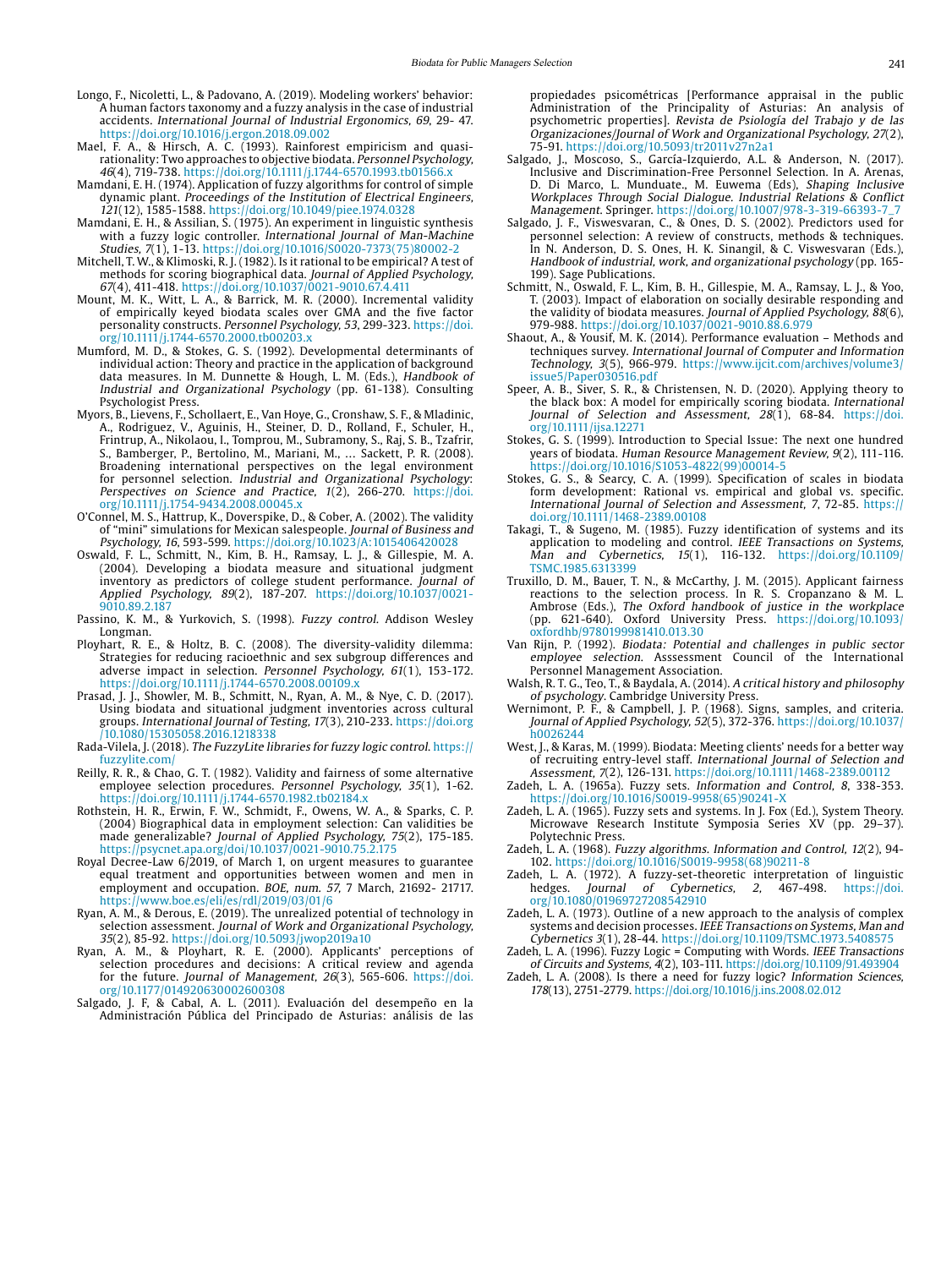Longo, F., Nicoletti, L., & Padovano, A. (2019). Modeling workers' behavior: A human factors taxonomy and a fuzzy analysis in the case of industrial accidents. *International Journal of Industrial Ergonomics, 69*, 29- 47. https://doi.org/10.1016/j.ergon.2018.09.002

Mael, F. A., & Hirsch, A. C. (1993). Rainforest empiricism and quasi-rationality: Two approaches to objective biodata. *Personnel Psychology, 46*(4), 719-738. https://doi.org/10.1111/j.1744-6570.1993.tb01566.x

Mamdani, E. H. (1974). Application of fuzzy algorithms for control of simple dynamic plant. *Proceedings of the Institution of Electrical Engineers, 121*(12), 1585-1588. https://doi.org/10.1049/piee.1974.0328

Mamdani, E. H., & Assilian, S. (1975). An experiment in linguistic synthesis with a fuzzy logic controller. *International Journal of Man-Machine Studies, 7*(1), 1-13. https://doi.org/10.1016/S0020-7373(75)80002-2

Mitchell, T. W., & Klimoski, R. J. (1982). Is it rational to be empirical? A test of methods for scoring biographical data. *Journal of Applied Psychology, 67*(4), 411-418. https://doi.org/10.1037/0021-9010.67.4.411

Mount, M. K., Witt, L. A., & Barrick, M. R. (2000). Incremental validity of empirically keyed biodata scales over GMA and the five factor personality constructs. *Personnel Psychology, 53*, 299-323. https://doi.org/10.1111/j.1744-6570.2000.tb00203.x

Mumford, M. D., & Stokes, G. S. (1992). Developmental determinants of individual action: Theory and practice in the application of background data measures. In M. Dunnette & Hough, L. M. (Eds.), *Handbook of Industrial and Organizational Psychology* (pp. 61-138). Consulting Psychologist Press.

Myors, B., Lievens, F., Schollaert, E., Van Hoye, G., Cronshaw, S. F., & Mladinic, A., Rodriguez, V., Aguinis, H., Steiner, D. D., Rolland, F., Schuler, H., Frintrup, A., Nikolaou, I., Tomprou, M., Subramony, S., Raj, S. B., Tzafrir, S., Bamberger, P., Bertolino, M., Mariani, M., … Sackett, P. R. (2008). Broadening international perspectives on the legal environment for personnel selection. *Industrial and Organizational Psychology: Perspectives on Science and Practice, 1*(2), 266-270. https://doi.org/10.1111/j.1754-9434.2008.00045.x

O'Connel, M. S., Hattrup, K., Doverspike, D., & Cober, A. (2002). The validity of "mini" simulations for Mexican salespeople. *Journal of Business and Psychology, 16*, 593-599. https://doi.org/10.1023/A:1015406420028

Oswald, F. L., Schmitt, N., Kim, B. H., Ramsay, L. J., & Gillespie, M. A. (2004). Developing a biodata measure and situational judgment inventory as predictors of college student performance. *Journal of Applied Psychology, 89*(2), 187-207. https://doi.org/10.1037/0021-9010.89.2.187

Passino, K. M., & Yurkovich, S. (1998). *Fuzzy control*. Addison Wesley Longman.

Ployhart, R. E., & Holtz, B. C. (2008). The diversity-validity dilemma: Strategies for reducing racioethnic and sex subgroup differences and adverse impact in selection. *Personnel Psychology, 61*(1), 153-172. https://doi.org/10.1111/j.1744-6570.2008.00109.x

Prasad, J. J., Showler, M. B., Schmitt, N., Ryan, A. M., & Nye, C. D. (2017). Using biodata and situational judgment inventories across cultural groups. *International Journal of Testing, 17*(3), 210-233. https://doi.org/10.1080/15305058.2016.1218338

Rada-Vilela, J. (2018). *The FuzzyLite libraries for fuzzy logic control*. https://fuzzylite.com/

Reilly, R. R., & Chao, G. T. (1982). Validity and fairness of some alternative employee selection procedures. *Personnel Psychology, 35*(1), 1-62. https://doi.org/10.1111/j.1744-6570.1982.tb02184.x

Rothstein, H. R., Erwin, F. W., Schmidt, F., Owens, W. A., & Sparks, C. P. (2004) Biographical data in employment selection: Can validities be made generalizable? *Journal of Applied Psychology, 75*(2), 175-185. https://psycnet.apa.org/doi/10.1037/0021-9010.75.2.175

Royal Decree-Law 6/2019, of March 1, on urgent measures to guarantee equal treatment and opportunities between women and men in employment and occupation. *BOE, num. 57*, 7 March, 21692- 21717. https://www.boe.es/eli/es/rdl/2019/03/01/6

Ryan, A. M., & Derous, E. (2019). The unrealized potential of technology in selection assessment. *Journal of Work and Organizational Psychology, 35*(2), 85-92. https://doi.org/10.5093/jwop2019a10

Ryan, A. M., & Ployhart, R. E. (2000). Applicants' perceptions of selection procedures and decisions: A critical review and agenda for the future. *Journal of Management, 26*(3), 565-606. https://doi.org/10.1177/014920630002600308

Salgado, J. F, & Cabal, A. L. (2011). Evaluación del desempeño en la Administración Pública del Principado de Asturias: análisis de las propiedades psicométricas [Performance appraisal in the public Administration of the Principality of Asturias: An analysis of psychometric properties]. *Revista de Psiología del Trabajo y de las Organizaciones/Journal of Work and Organizational Psychology, 27*(2), 75-91. https://doi.org/10.5093/tr2011v27n2a1

Salgado, J., Moscoso, S., García-Izquierdo, A.L. & Anderson, N. (2017). Inclusive and Discrimination-Free Personnel Selection. In A. Arenas, D. Di Marco, L. Munduate., M. Euwema (Eds), *Shaping Inclusive Workplaces Through Social Dialogue. Industrial Relations & Conflict Management*. Springer. https://doi.org/10.1007/978-3-319-66393-7_7

Salgado, J. F., Viswesvaran, C., & Ones, D. S. (2002). Predictors used for personnel selection: A review of constructs, methods & techniques. In N. Anderson, D. S. Ones, H. K. Sinangil, & C. Viswesvaran (Eds.), *Handbook of industrial, work, and organizational psychology* (pp. 165-199). Sage Publications.

Schmitt, N., Oswald, F. L., Kim, B. H., Gillespie, M. A., Ramsay, L. J., & Yoo, T. (2003). Impact of elaboration on socially desirable responding and the validity of biodata measures. *Journal of Applied Psychology, 88*(6), 979-988. https://doi.org/10.1037/0021-9010.88.6.979

Shaout, A., & Yousif, M. K. (2014). Performance evaluation – Methods and techniques survey. *International Journal of Computer and Information Technology, 3*(5), 966-979. https://www.ijcit.com/archives/volume3/issue5/Paper030516.pdf

Speer, A. B., Siver, S. R., & Christensen, N. D. (2020). Applying theory to the black box: A model for empirically scoring biodata. *International Journal of Selection and Assessment, 28*(1), 68-84. https://doi.org/10.1111/ijsa.12271

Stokes, G. S. (1999). Introduction to Special Issue: The next one hundred years of biodata. *Human Resource Management Review, 9*(2), 111-116. https://doi.org/10.1016/S1053-4822(99)00014-5

Stokes, G. S., & Searcy, C. A. (1999). Specification of scales in biodata form development: Rational vs. empirical and global vs. specific. *International Journal of Selection and Assessment, 7*, 72-85. https://doi.org/10.1111/1468-2389.00108

Takagi, T., & Sugeno, M. (1985). Fuzzy identification of systems and its application to modeling and control. *IEEE Transactions on Systems, Man and Cybernetics, 15*(1), 116-132. https://doi.org/10.1109/TSMC.1985.6313399

Truxillo, D. M., Bauer, T. N., & McCarthy, J. M. (2015). Applicant fairness reactions to the selection process. In R. S. Cropanzano & M. L. Ambrose (Eds.), *The Oxford handbook of justice in the workplace* (pp. 621-640). Oxford University Press. https://doi.org/10.1093/oxfordhb/9780199981410.013.30

Van Rijn, P. (1992). *Biodata: Potential and challenges in public sector employee selection*. Asssessment Council of the International Personnel Management Association.

Walsh, R. T. G., Teo, T., & Baydala, A. (2014). *A critical history and philosophy of psychology*. Cambridge University Press.

Wernimont, P. F., & Campbell, J. P. (1968). Signs, samples, and criteria. *Journal of Applied Psychology, 52*(5), 372-376. https://doi.org/10.1037/h0026244

West, J., & Karas, M. (1999). Biodata: Meeting clients' needs for a better way of recruiting entry-level staff. *International Journal of Selection and Assessment, 7*(2), 126-131. https://doi.org/10.1111/1468-2389.00112

Zadeh, L. A. (1965a). Fuzzy sets. *Information and Control, 8*, 338-353. https://doi.org/10.1016/S0019-9958(65)90241-X

Zadeh, L. A. (1965). Fuzzy sets and systems. In J. Fox (Ed.), System Theory. Microwave Research Institute Symposia Series XV (pp. 29–37). Polytechnic Press.

Zadeh, L. A. (1968). *Fuzzy algorithms. Information and Control, 12*(2), 94-102. https://doi.org/10.1016/S0019-9958(68)90211-8

Zadeh, L. A. (1972). A fuzzy-set-theoretic interpretation of linguistic hedges. *Journal of Cybernetics, 2*, 467-498. https://doi.org/10.1080/01969727208542910

Zadeh, L. A. (1973). Outline of a new approach to the analysis of complex systems and decision processes. *IEEE Transactions on Systems, Man and Cybernetics 3*(1), 28-44. https://doi.org/10.1109/TSMC.1973.5408575

Zadeh, L. A. (1996). Fuzzy Logic = Computing with Words. *IEEE Transactions of Circuits and Systems, 4*(2), 103-111. https://doi.org/10.1109/91.493904

Zadeh, L. A. (2008). Is there a need for fuzzy logic? *Information Sciences, 178*(13), 2751-2779. https://doi.org/10.1016/j.ins.2008.02.012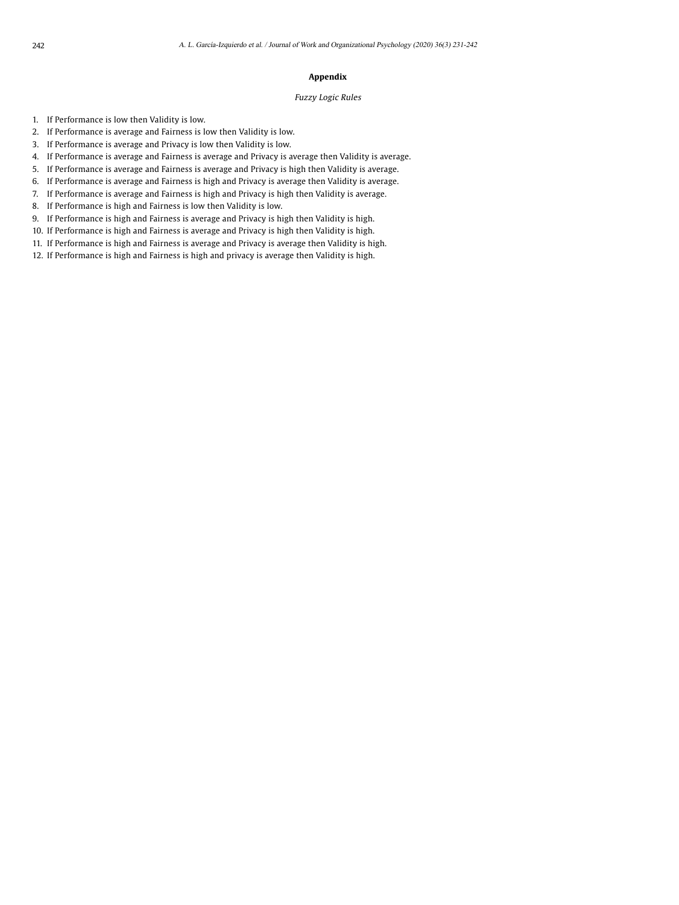## Appendix

*Fuzzy Logic Rules*

1. If Performance is low then Validity is low.
2. If Performance is average and Fairness is low then Validity is low.
3. If Performance is average and Privacy is low then Validity is low.
4. If Performance is average and Fairness is average and Privacy is average then Validity is average.
5. If Performance is average and Fairness is average and Privacy is high then Validity is average.
6. If Performance is average and Fairness is high and Privacy is average then Validity is average.
7. If Performance is average and Fairness is high and Privacy is high then Validity is average.
8. If Performance is high and Fairness is low then Validity is low.
9. If Performance is high and Fairness is average and Privacy is high then Validity is high.
10. If Performance is high and Fairness is average and Privacy is high then Validity is high.
11. If Performance is high and Fairness is average and Privacy is average then Validity is high.
12. If Performance is high and Fairness is high and privacy is average then Validity is high.